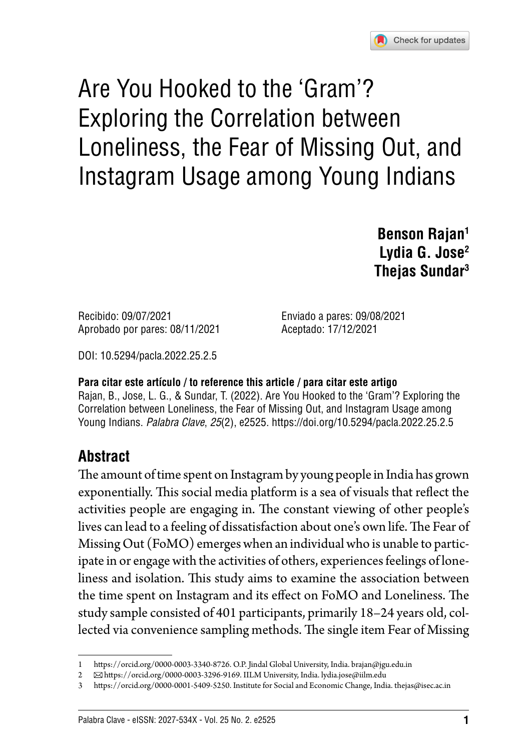# Are You Hooked to the 'Gram'? Exploring the Correlation between Loneliness, the Fear of Missing Out, and Instagram Usage among Young Indians

**Benson Rajan**[1]
**Lydia G. Jose**[2]
**Thejas Sundar**[3]

Recibido: 09/07/2021
Enviado a pares: 09/08/2021
Aprobado por pares: 08/11/2021
Aceptado: 17/12/2021

DOI: 10.5294/pacla.2022.25.2.5

**Para citar este artículo / to reference this article / para citar este artigo**
Rajan, B., Jose, L. G., & Sundar, T. (2022). Are You Hooked to the 'Gram'? Exploring the Correlation between Loneliness, the Fear of Missing Out, and Instagram Usage among Young Indians. *Palabra Clave*, *25*(2), e2525. https://doi.org/10.5294/pacla.2022.25.2.5

## Abstract

The amount of time spent on Instagram by young people in India has grown exponentially. This social media platform is a sea of visuals that reflect the activities people are engaging in. The constant viewing of other people's lives can lead to a feeling of dissatisfaction about one's own life. The Fear of Missing Out (FoMO) emerges when an individual who is unable to participate in or engage with the activities of others, experiences feelings of loneliness and isolation. This study aims to examine the association between the time spent on Instagram and its effect on FoMO and Loneliness. The study sample consisted of 401 participants, primarily 18–24 years old, collected via convenience sampling methods. The single item Fear of Missing

---

1 https://orcid.org/0000-0003-3340-8726. O.P. Jindal Global University, India. brajan@jgu.edu.in

2 ✉ https://orcid.org/0000-0003-3296-9169. IILM University, India. lydia.jose@iilm.edu

3 https://orcid.org/0000-0001-5409-5250. Institute for Social and Economic Change, India. thejas@isec.ac.in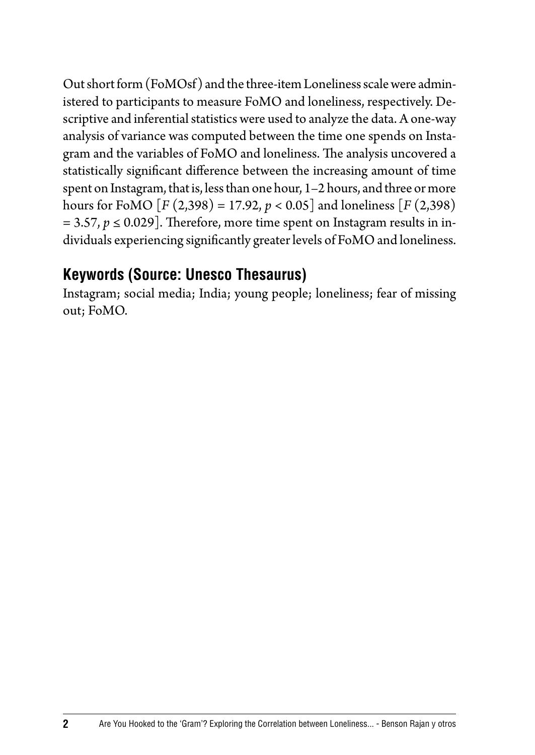Out short form (FoMOsf) and the three-item Loneliness scale were administered to participants to measure FoMO and loneliness, respectively. Descriptive and inferential statistics were used to analyze the data. A one-way analysis of variance was computed between the time one spends on Instagram and the variables of FoMO and loneliness. The analysis uncovered a statistically significant difference between the increasing amount of time spent on Instagram, that is, less than one hour, 1–2 hours, and three or more hours for FoMO [$F(2{,}398) = 17.92$, $p < 0.05$] and loneliness [$F(2{,}398) = 3.57$, $p \leq 0.029$]. Therefore, more time spent on Instagram results in individuals experiencing significantly greater levels of FoMO and loneliness.

## Keywords (Source: Unesco Thesaurus)

Instagram; social media; India; young people; loneliness; fear of missing out; FoMO.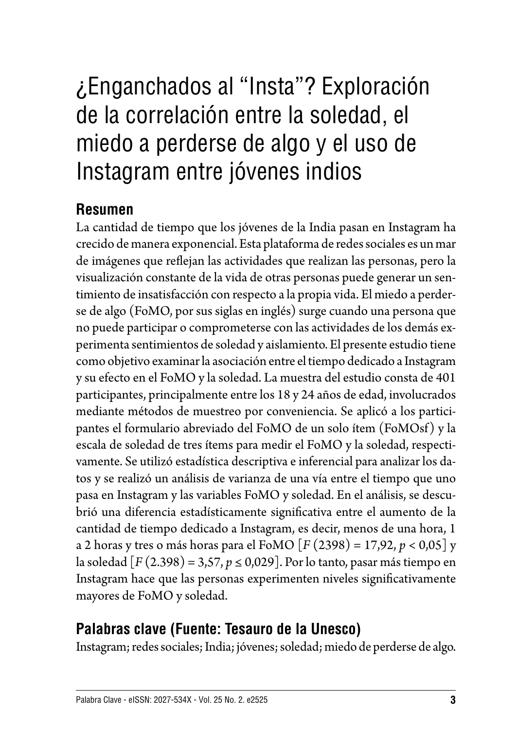# ¿Enganchados al "Insta"? Exploración de la correlación entre la soledad, el miedo a perderse de algo y el uso de Instagram entre jóvenes indios

## Resumen

La cantidad de tiempo que los jóvenes de la India pasan en Instagram ha crecido de manera exponencial. Esta plataforma de redes sociales es un mar de imágenes que reflejan las actividades que realizan las personas, pero la visualización constante de la vida de otras personas puede generar un sentimiento de insatisfacción con respecto a la propia vida. El miedo a perderse de algo (FoMO, por sus siglas en inglés) surge cuando una persona que no puede participar o comprometerse con las actividades de los demás experimenta sentimientos de soledad y aislamiento. El presente estudio tiene como objetivo examinar la asociación entre el tiempo dedicado a Instagram y su efecto en el FoMO y la soledad. La muestra del estudio consta de 401 participantes, principalmente entre los 18 y 24 años de edad, involucrados mediante métodos de muestreo por conveniencia. Se aplicó a los participantes el formulario abreviado del FoMO de un solo ítem (FoMOsf) y la escala de soledad de tres ítems para medir el FoMO y la soledad, respectivamente. Se utilizó estadística descriptiva e inferencial para analizar los datos y se realizó un análisis de varianza de una vía entre el tiempo que uno pasa en Instagram y las variables FoMO y soledad. En el análisis, se descubrió una diferencia estadísticamente significativa entre el aumento de la cantidad de tiempo dedicado a Instagram, es decir, menos de una hora, 1 a 2 horas y tres o más horas para el FoMO [$F\ (2398) = 17{,}92$, $p < 0{,}05$] y la soledad [$F\ (2.398) = 3{,}57$, $p \leq 0{,}029$]. Por lo tanto, pasar más tiempo en Instagram hace que las personas experimenten niveles significativamente mayores de FoMO y soledad.

## Palabras clave (Fuente: Tesauro de la Unesco)

Instagram; redes sociales; India; jóvenes; soledad; miedo de perderse de algo.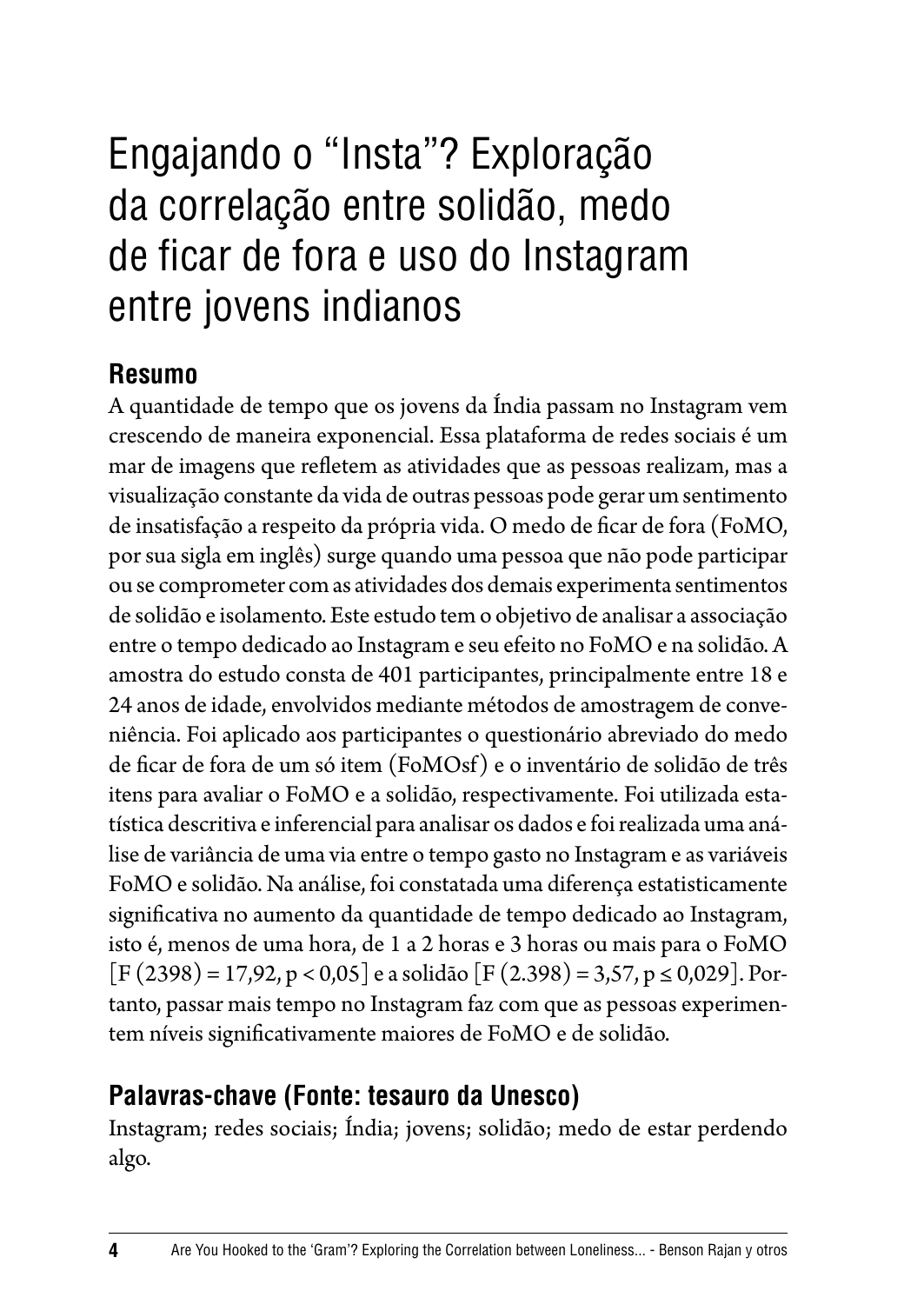# Engajando o "Insta"? Exploração da correlação entre solidão, medo de ficar de fora e uso do Instagram entre jovens indianos

## Resumo

A quantidade de tempo que os jovens da Índia passam no Instagram vem crescendo de maneira exponencial. Essa plataforma de redes sociais é um mar de imagens que refletem as atividades que as pessoas realizam, mas a visualização constante da vida de outras pessoas pode gerar um sentimento de insatisfação a respeito da própria vida. O medo de ficar de fora (FoMO, por sua sigla em inglês) surge quando uma pessoa que não pode participar ou se comprometer com as atividades dos demais experimenta sentimentos de solidão e isolamento. Este estudo tem o objetivo de analisar a associação entre o tempo dedicado ao Instagram e seu efeito no FoMO e na solidão. A amostra do estudo consta de 401 participantes, principalmente entre 18 e 24 anos de idade, envolvidos mediante métodos de amostragem de conveniência. Foi aplicado aos participantes o questionário abreviado do medo de ficar de fora de um só item (FoMOsf) e o inventário de solidão de três itens para avaliar o FoMO e a solidão, respectivamente. Foi utilizada estatística descritiva e inferencial para analisar os dados e foi realizada uma análise de variância de uma via entre o tempo gasto no Instagram e as variáveis FoMO e solidão. Na análise, foi constatada uma diferença estatisticamente significativa no aumento da quantidade de tempo dedicado ao Instagram, isto é, menos de uma hora, de 1 a 2 horas e 3 horas ou mais para o FoMO [$F(2398) = 17{,}92$, $p < 0{,}05$] e a solidão [$F(2.398) = 3{,}57$, $p \leq 0{,}029$]. Portanto, passar mais tempo no Instagram faz com que as pessoas experimentem níveis significativamente maiores de FoMO e de solidão.

## Palavras-chave (Fonte: tesauro da Unesco)

Instagram; redes sociais; Índia; jovens; solidão; medo de estar perdendo algo.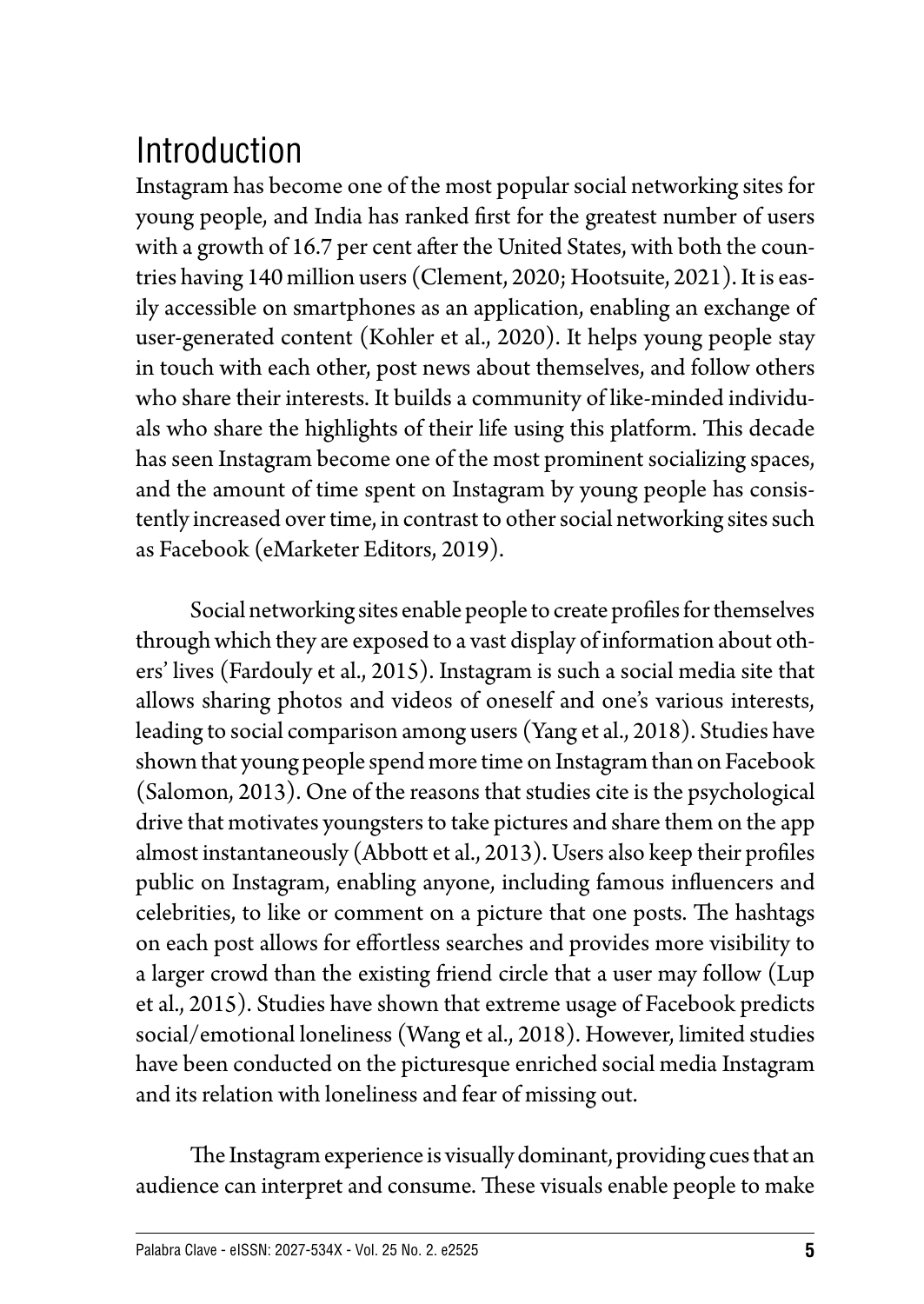# Introduction

Instagram has become one of the most popular social networking sites for young people, and India has ranked first for the greatest number of users with a growth of 16.7 per cent after the United States, with both the countries having 140 million users (Clement, 2020; Hootsuite, 2021). It is easily accessible on smartphones as an application, enabling an exchange of user-generated content (Kohler et al., 2020). It helps young people stay in touch with each other, post news about themselves, and follow others who share their interests. It builds a community of like-minded individuals who share the highlights of their life using this platform. This decade has seen Instagram become one of the most prominent socializing spaces, and the amount of time spent on Instagram by young people has consistently increased over time, in contrast to other social networking sites such as Facebook (eMarketer Editors, 2019).

Social networking sites enable people to create profiles for themselves through which they are exposed to a vast display of information about others' lives (Fardouly et al., 2015). Instagram is such a social media site that allows sharing photos and videos of oneself and one's various interests, leading to social comparison among users (Yang et al., 2018). Studies have shown that young people spend more time on Instagram than on Facebook (Salomon, 2013). One of the reasons that studies cite is the psychological drive that motivates youngsters to take pictures and share them on the app almost instantaneously (Abbott et al., 2013). Users also keep their profiles public on Instagram, enabling anyone, including famous influencers and celebrities, to like or comment on a picture that one posts. The hashtags on each post allows for effortless searches and provides more visibility to a larger crowd than the existing friend circle that a user may follow (Lup et al., 2015). Studies have shown that extreme usage of Facebook predicts social/emotional loneliness (Wang et al., 2018). However, limited studies have been conducted on the picturesque enriched social media Instagram and its relation with loneliness and fear of missing out.

The Instagram experience is visually dominant, providing cues that an audience can interpret and consume. These visuals enable people to make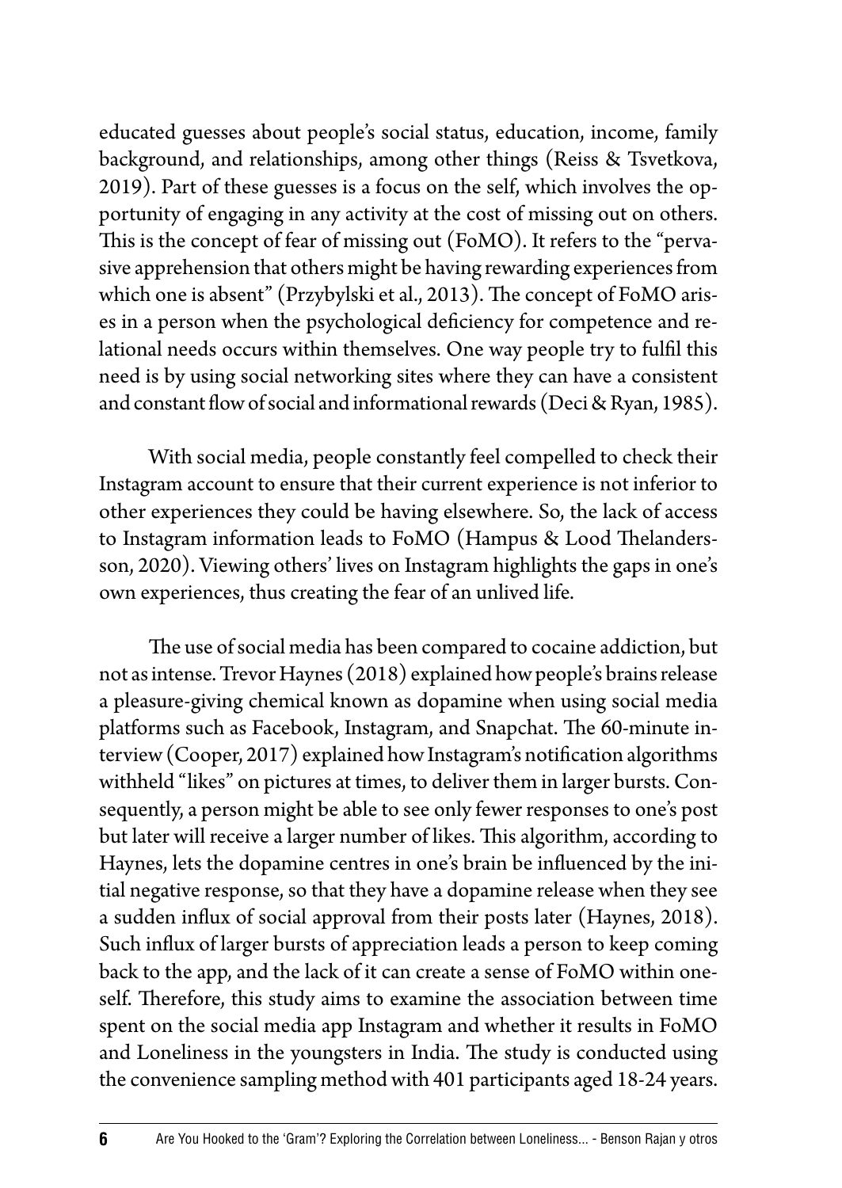educated guesses about people's social status, education, income, family background, and relationships, among other things (Reiss & Tsvetkova, 2019). Part of these guesses is a focus on the self, which involves the opportunity of engaging in any activity at the cost of missing out on others. This is the concept of fear of missing out (FoMO). It refers to the "pervasive apprehension that others might be having rewarding experiences from which one is absent" (Przybylski et al., 2013). The concept of FoMO arises in a person when the psychological deficiency for competence and relational needs occurs within themselves. One way people try to fulfil this need is by using social networking sites where they can have a consistent and constant flow of social and informational rewards (Deci & Ryan, 1985).

With social media, people constantly feel compelled to check their Instagram account to ensure that their current experience is not inferior to other experiences they could be having elsewhere. So, the lack of access to Instagram information leads to FoMO (Hampus & Lood Thelandersson, 2020). Viewing others' lives on Instagram highlights the gaps in one's own experiences, thus creating the fear of an unlived life.

The use of social media has been compared to cocaine addiction, but not as intense. Trevor Haynes (2018) explained how people's brains release a pleasure-giving chemical known as dopamine when using social media platforms such as Facebook, Instagram, and Snapchat. The 60-minute interview (Cooper, 2017) explained how Instagram's notification algorithms withheld "likes" on pictures at times, to deliver them in larger bursts. Consequently, a person might be able to see only fewer responses to one's post but later will receive a larger number of likes. This algorithm, according to Haynes, lets the dopamine centres in one's brain be influenced by the initial negative response, so that they have a dopamine release when they see a sudden influx of social approval from their posts later (Haynes, 2018). Such influx of larger bursts of appreciation leads a person to keep coming back to the app, and the lack of it can create a sense of FoMO within oneself. Therefore, this study aims to examine the association between time spent on the social media app Instagram and whether it results in FoMO and Loneliness in the youngsters in India. The study is conducted using the convenience sampling method with 401 participants aged 18-24 years.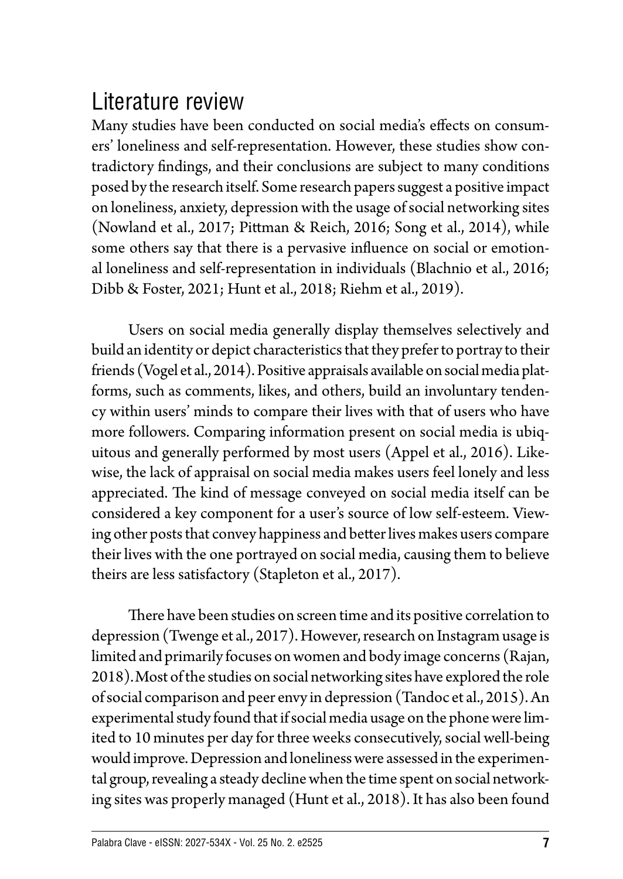## Literature review

Many studies have been conducted on social media's effects on consumers' loneliness and self-representation. However, these studies show contradictory findings, and their conclusions are subject to many conditions posed by the research itself. Some research papers suggest a positive impact on loneliness, anxiety, depression with the usage of social networking sites (Nowland et al., 2017; Pittman & Reich, 2016; Song et al., 2014), while some others say that there is a pervasive influence on social or emotional loneliness and self-representation in individuals (Blachnio et al., 2016; Dibb & Foster, 2021; Hunt et al., 2018; Riehm et al., 2019).

Users on social media generally display themselves selectively and build an identity or depict characteristics that they prefer to portray to their friends (Vogel et al., 2014). Positive appraisals available on social media platforms, such as comments, likes, and others, build an involuntary tendency within users' minds to compare their lives with that of users who have more followers. Comparing information present on social media is ubiquitous and generally performed by most users (Appel et al., 2016). Likewise, the lack of appraisal on social media makes users feel lonely and less appreciated. The kind of message conveyed on social media itself can be considered a key component for a user's source of low self-esteem. Viewing other posts that convey happiness and better lives makes users compare their lives with the one portrayed on social media, causing them to believe theirs are less satisfactory (Stapleton et al., 2017).

There have been studies on screen time and its positive correlation to depression (Twenge et al., 2017). However, research on Instagram usage is limited and primarily focuses on women and body image concerns (Rajan, 2018). Most of the studies on social networking sites have explored the role of social comparison and peer envy in depression (Tandoc et al., 2015). An experimental study found that if social media usage on the phone were limited to 10 minutes per day for three weeks consecutively, social well-being would improve. Depression and loneliness were assessed in the experimental group, revealing a steady decline when the time spent on social networking sites was properly managed (Hunt et al., 2018). It has also been found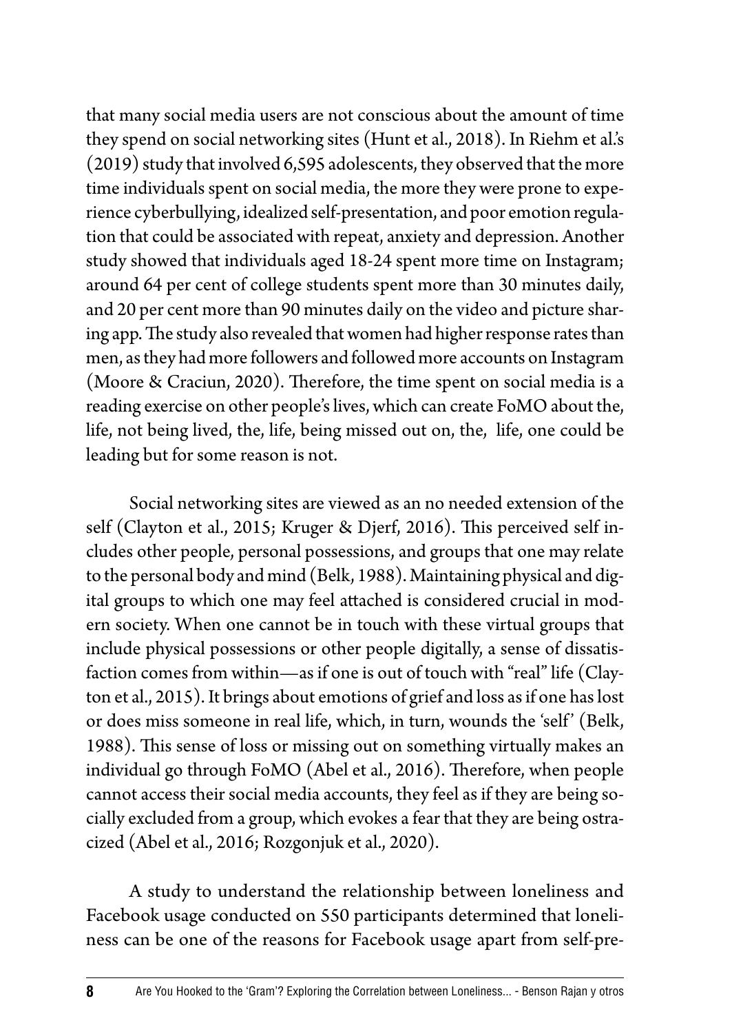that many social media users are not conscious about the amount of time they spend on social networking sites (Hunt et al., 2018). In Riehm et al.'s (2019) study that involved 6,595 adolescents, they observed that the more time individuals spent on social media, the more they were prone to experience cyberbullying, idealized self-presentation, and poor emotion regulation that could be associated with repeat, anxiety and depression. Another study showed that individuals aged 18-24 spent more time on Instagram; around 64 per cent of college students spent more than 30 minutes daily, and 20 per cent more than 90 minutes daily on the video and picture sharing app. The study also revealed that women had higher response rates than men, as they had more followers and followed more accounts on Instagram (Moore & Craciun, 2020). Therefore, the time spent on social media is a reading exercise on other people's lives, which can create FoMO about the, life, not being lived, the, life, being missed out on, the, life, one could be leading but for some reason is not.

Social networking sites are viewed as an no needed extension of the self (Clayton et al., 2015; Kruger & Djerf, 2016). This perceived self includes other people, personal possessions, and groups that one may relate to the personal body and mind (Belk, 1988). Maintaining physical and digital groups to which one may feel attached is considered crucial in modern society. When one cannot be in touch with these virtual groups that include physical possessions or other people digitally, a sense of dissatisfaction comes from within—as if one is out of touch with "real" life (Clayton et al., 2015). It brings about emotions of grief and loss as if one has lost or does miss someone in real life, which, in turn, wounds the 'self' (Belk, 1988). This sense of loss or missing out on something virtually makes an individual go through FoMO (Abel et al., 2016). Therefore, when people cannot access their social media accounts, they feel as if they are being socially excluded from a group, which evokes a fear that they are being ostracized (Abel et al., 2016; Rozgonjuk et al., 2020).

A study to understand the relationship between loneliness and Facebook usage conducted on 550 participants determined that loneliness can be one of the reasons for Facebook usage apart from self-pre-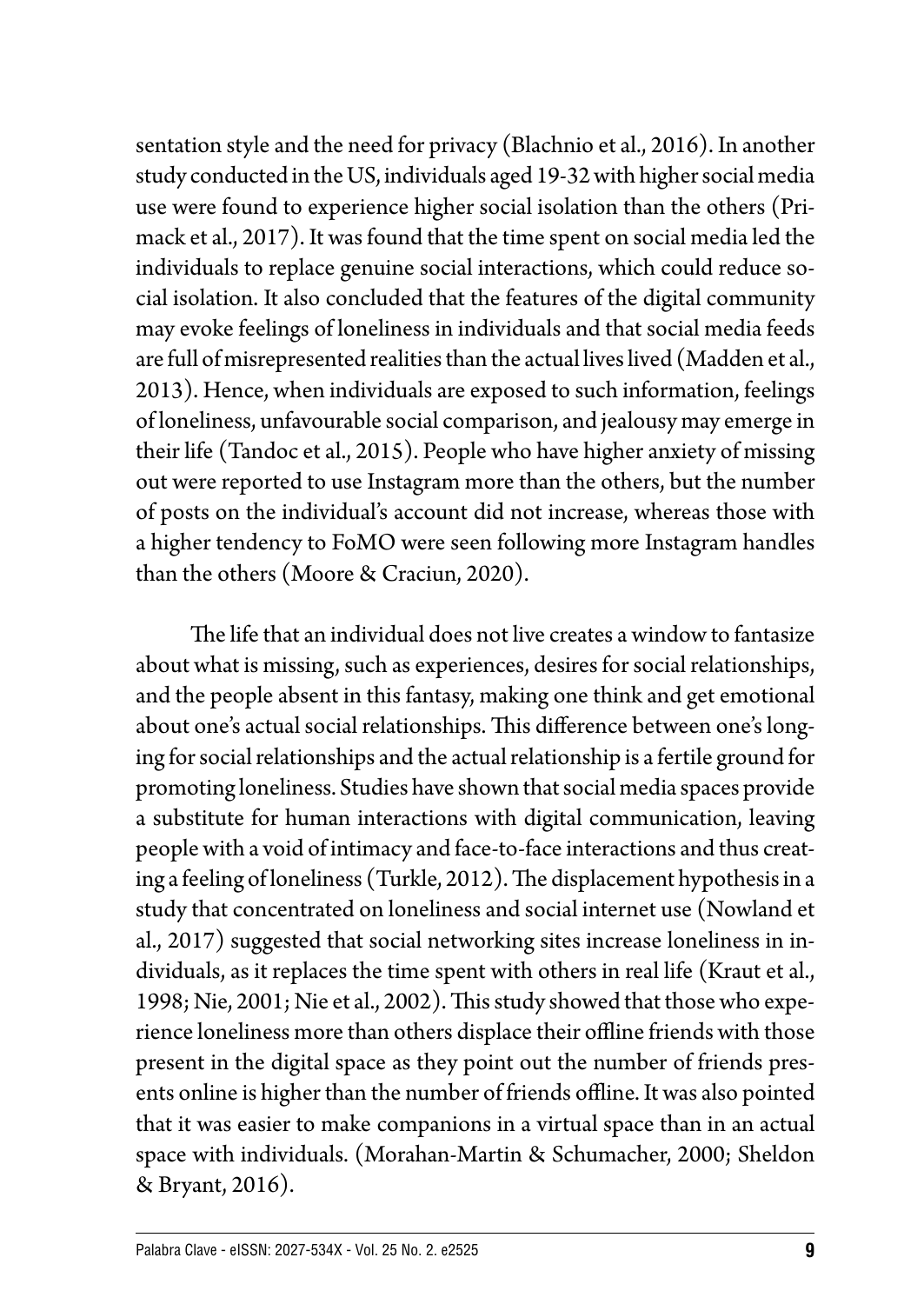sentation style and the need for privacy (Blachnio et al., 2016). In another study conducted in the US, individuals aged 19-32 with higher social media use were found to experience higher social isolation than the others (Primack et al., 2017). It was found that the time spent on social media led the individuals to replace genuine social interactions, which could reduce social isolation. It also concluded that the features of the digital community may evoke feelings of loneliness in individuals and that social media feeds are full of misrepresented realities than the actual lives lived (Madden et al., 2013). Hence, when individuals are exposed to such information, feelings of loneliness, unfavourable social comparison, and jealousy may emerge in their life (Tandoc et al., 2015). People who have higher anxiety of missing out were reported to use Instagram more than the others, but the number of posts on the individual's account did not increase, whereas those with a higher tendency to FoMO were seen following more Instagram handles than the others (Moore & Craciun, 2020).

The life that an individual does not live creates a window to fantasize about what is missing, such as experiences, desires for social relationships, and the people absent in this fantasy, making one think and get emotional about one's actual social relationships. This difference between one's longing for social relationships and the actual relationship is a fertile ground for promoting loneliness. Studies have shown that social media spaces provide a substitute for human interactions with digital communication, leaving people with a void of intimacy and face-to-face interactions and thus creating a feeling of loneliness (Turkle, 2012). The displacement hypothesis in a study that concentrated on loneliness and social internet use (Nowland et al., 2017) suggested that social networking sites increase loneliness in individuals, as it replaces the time spent with others in real life (Kraut et al., 1998; Nie, 2001; Nie et al., 2002). This study showed that those who experience loneliness more than others displace their offline friends with those present in the digital space as they point out the number of friends presents online is higher than the number of friends offline. It was also pointed that it was easier to make companions in a virtual space than in an actual space with individuals. (Morahan-Martin & Schumacher, 2000; Sheldon & Bryant, 2016).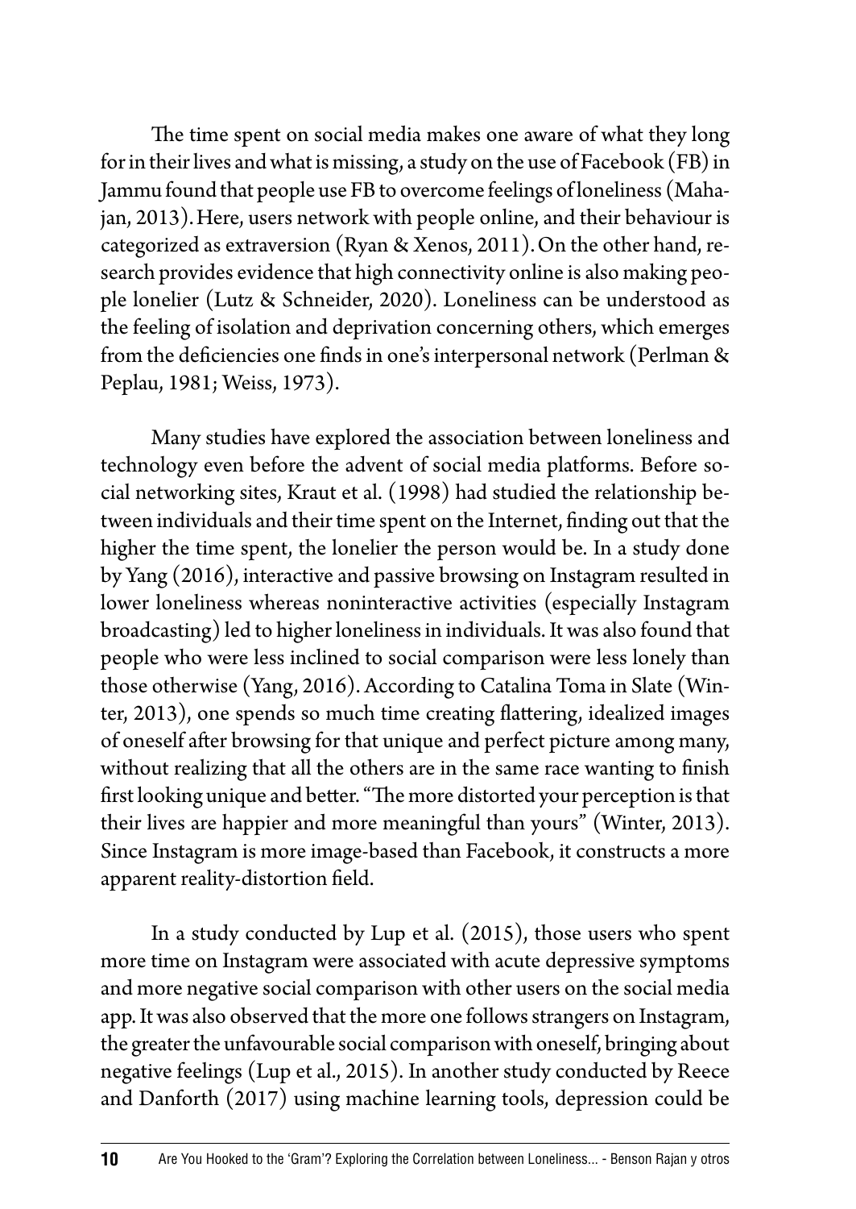The time spent on social media makes one aware of what they long for in their lives and what is missing, a study on the use of Facebook (FB) in Jammu found that people use FB to overcome feelings of loneliness (Mahajan, 2013). Here, users network with people online, and their behaviour is categorized as extraversion (Ryan & Xenos, 2011). On the other hand, research provides evidence that high connectivity online is also making people lonelier (Lutz & Schneider, 2020). Loneliness can be understood as the feeling of isolation and deprivation concerning others, which emerges from the deficiencies one finds in one's interpersonal network (Perlman & Peplau, 1981; Weiss, 1973).

Many studies have explored the association between loneliness and technology even before the advent of social media platforms. Before social networking sites, Kraut et al. (1998) had studied the relationship between individuals and their time spent on the Internet, finding out that the higher the time spent, the lonelier the person would be. In a study done by Yang (2016), interactive and passive browsing on Instagram resulted in lower loneliness whereas noninteractive activities (especially Instagram broadcasting) led to higher loneliness in individuals. It was also found that people who were less inclined to social comparison were less lonely than those otherwise (Yang, 2016). According to Catalina Toma in Slate (Winter, 2013), one spends so much time creating flattering, idealized images of oneself after browsing for that unique and perfect picture among many, without realizing that all the others are in the same race wanting to finish first looking unique and better. "The more distorted your perception is that their lives are happier and more meaningful than yours" (Winter, 2013). Since Instagram is more image-based than Facebook, it constructs a more apparent reality-distortion field.

In a study conducted by Lup et al. (2015), those users who spent more time on Instagram were associated with acute depressive symptoms and more negative social comparison with other users on the social media app. It was also observed that the more one follows strangers on Instagram, the greater the unfavourable social comparison with oneself, bringing about negative feelings (Lup et al., 2015). In another study conducted by Reece and Danforth (2017) using machine learning tools, depression could be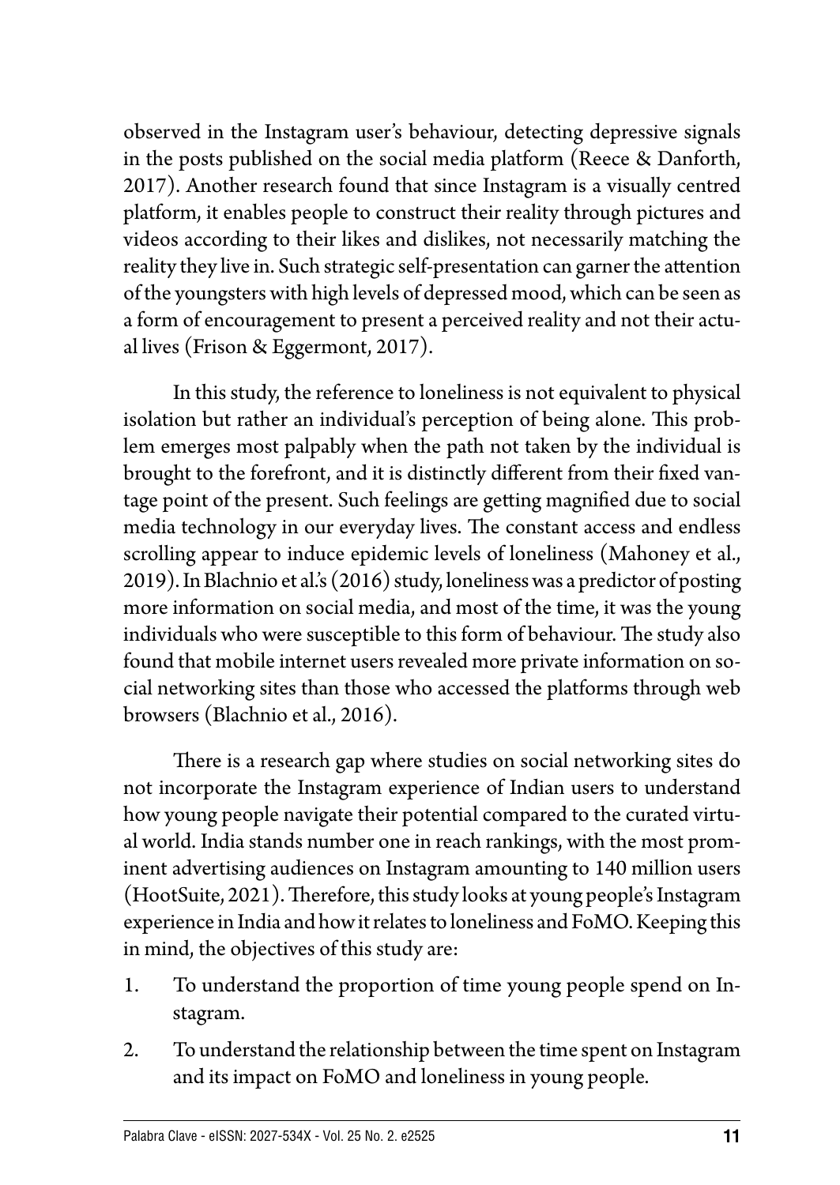observed in the Instagram user's behaviour, detecting depressive signals in the posts published on the social media platform (Reece & Danforth, 2017). Another research found that since Instagram is a visually centred platform, it enables people to construct their reality through pictures and videos according to their likes and dislikes, not necessarily matching the reality they live in. Such strategic self-presentation can garner the attention of the youngsters with high levels of depressed mood, which can be seen as a form of encouragement to present a perceived reality and not their actual lives (Frison & Eggermont, 2017).

In this study, the reference to loneliness is not equivalent to physical isolation but rather an individual's perception of being alone. This problem emerges most palpably when the path not taken by the individual is brought to the forefront, and it is distinctly different from their fixed vantage point of the present. Such feelings are getting magnified due to social media technology in our everyday lives. The constant access and endless scrolling appear to induce epidemic levels of loneliness (Mahoney et al., 2019). In Blachnio et al.'s (2016) study, loneliness was a predictor of posting more information on social media, and most of the time, it was the young individuals who were susceptible to this form of behaviour. The study also found that mobile internet users revealed more private information on social networking sites than those who accessed the platforms through web browsers (Blachnio et al., 2016).

There is a research gap where studies on social networking sites do not incorporate the Instagram experience of Indian users to understand how young people navigate their potential compared to the curated virtual world. India stands number one in reach rankings, with the most prominent advertising audiences on Instagram amounting to 140 million users (HootSuite, 2021). Therefore, this study looks at young people's Instagram experience in India and how it relates to loneliness and FoMO. Keeping this in mind, the objectives of this study are:

1. To understand the proportion of time young people spend on Instagram.
2. To understand the relationship between the time spent on Instagram and its impact on FoMO and loneliness in young people.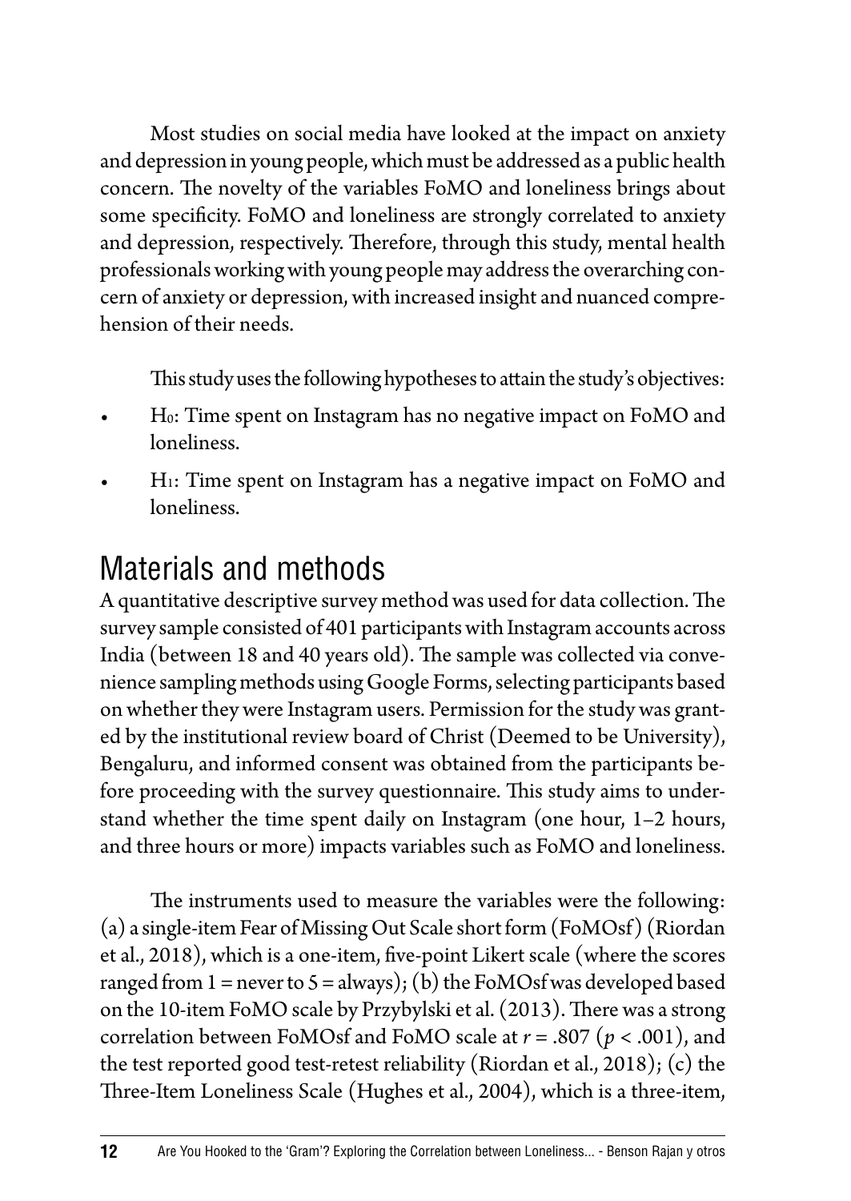Most studies on social media have looked at the impact on anxiety and depression in young people, which must be addressed as a public health concern. The novelty of the variables FoMO and loneliness brings about some specificity. FoMO and loneliness are strongly correlated to anxiety and depression, respectively. Therefore, through this study, mental health professionals working with young people may address the overarching concern of anxiety or depression, with increased insight and nuanced comprehension of their needs.

This study uses the following hypotheses to attain the study's objectives:

- $H_0$: Time spent on Instagram has no negative impact on FoMO and loneliness.
- $H_1$: Time spent on Instagram has a negative impact on FoMO and loneliness.

## Materials and methods

A quantitative descriptive survey method was used for data collection. The survey sample consisted of 401 participants with Instagram accounts across India (between 18 and 40 years old). The sample was collected via convenience sampling methods using Google Forms, selecting participants based on whether they were Instagram users. Permission for the study was granted by the institutional review board of Christ (Deemed to be University), Bengaluru, and informed consent was obtained from the participants before proceeding with the survey questionnaire. This study aims to understand whether the time spent daily on Instagram (one hour, 1–2 hours, and three hours or more) impacts variables such as FoMO and loneliness.

The instruments used to measure the variables were the following: (a) a single-item Fear of Missing Out Scale short form (FoMOsf) (Riordan et al., 2018), which is a one-item, five-point Likert scale (where the scores ranged from 1 = never to 5 = always); (b) the FoMOsf was developed based on the 10-item FoMO scale by Przybylski et al. (2013). There was a strong correlation between FoMOsf and FoMO scale at $r = .807$ ($p < .001$), and the test reported good test-retest reliability (Riordan et al., 2018); (c) the Three-Item Loneliness Scale (Hughes et al., 2004), which is a three-item,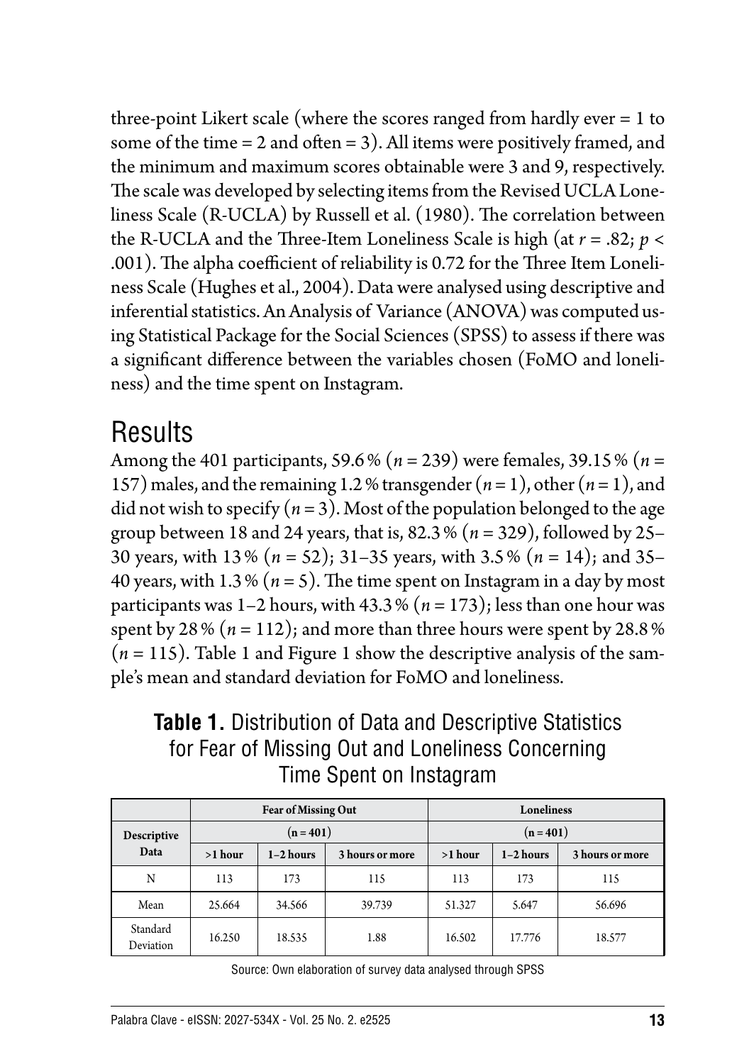three-point Likert scale (where the scores ranged from hardly ever = 1 to some of the time = 2 and often = 3). All items were positively framed, and the minimum and maximum scores obtainable were 3 and 9, respectively. The scale was developed by selecting items from the Revised UCLA Loneliness Scale (R-UCLA) by Russell et al. (1980). The correlation between the R-UCLA and the Three-Item Loneliness Scale is high (at $r = .82$; $p < .001$). The alpha coefficient of reliability is 0.72 for the Three Item Loneliness Scale (Hughes et al., 2004). Data were analysed using descriptive and inferential statistics. An Analysis of Variance (ANOVA) was computed using Statistical Package for the Social Sciences (SPSS) to assess if there was a significant difference between the variables chosen (FoMO and loneliness) and the time spent on Instagram.

# Results

Among the 401 participants, 59.6 % ($n = 239$) were females, 39.15 % ($n = 157$) males, and the remaining 1.2 % transgender ($n = 1$), other ($n = 1$), and did not wish to specify ($n = 3$). Most of the population belonged to the age group between 18 and 24 years, that is, 82.3 % ($n = 329$), followed by 25–30 years, with 13 % ($n = 52$); 31–35 years, with 3.5 % ($n = 14$); and 35–40 years, with 1.3 % ($n = 5$). The time spent on Instagram in a day by most participants was 1–2 hours, with 43.3 % ($n = 173$); less than one hour was spent by 28 % ($n = 112$); and more than three hours were spent by 28.8 % ($n = 115$). Table 1 and Figure 1 show the descriptive analysis of the sample's mean and standard deviation for FoMO and loneliness.

**Table 1.** Distribution of Data and Descriptive Statistics for Fear of Missing Out and Loneliness Concerning Time Spent on Instagram

| Descriptive Data | Fear of Missing Out (n = 401) | | | Loneliness (n = 401) | | |
|---|---|---|---|---|---|---|
| | >1 hour | 1–2 hours | 3 hours or more | >1 hour | 1–2 hours | 3 hours or more |
| N | 113 | 173 | 115 | 113 | 173 | 115 |
| Mean | 25.664 | 34.566 | 39.739 | 51.327 | 5.647 | 56.696 |
| Standard Deviation | 16.250 | 18.535 | 1.88 | 16.502 | 17.776 | 18.577 |

Source: Own elaboration of survey data analysed through SPSS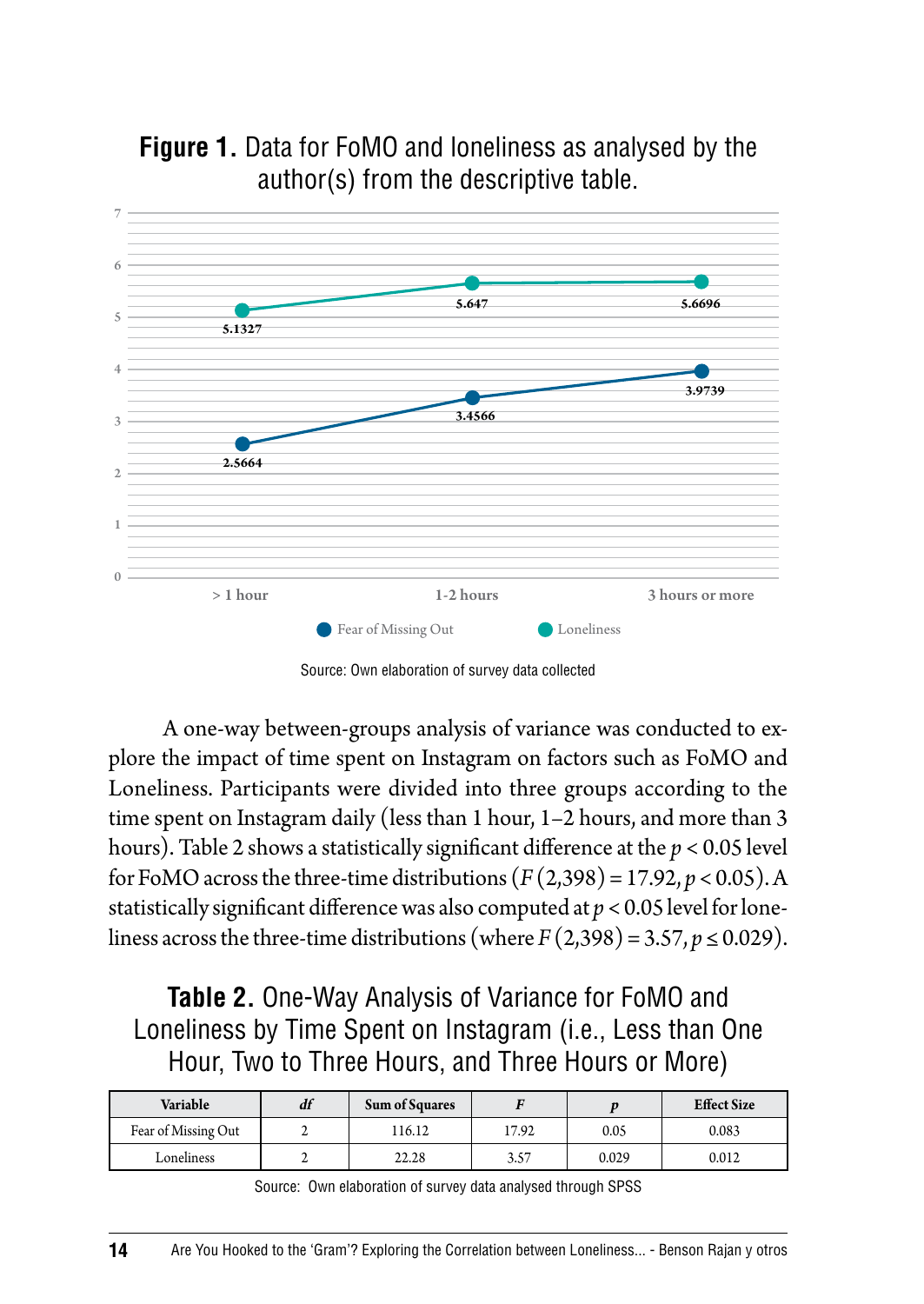**Figure 1.** Data for FoMO and loneliness as analysed by the author(s) from the descriptive table.

| | > 1 hour | 1-2 hours | 3 hours or more |
|---|---|---|---|
| Fear of Missing Out | 2.5664 | 3.4566 | 3.9739 |
| Loneliness | 5.1327 | 5.647 | 5.6696 |

Source: Own elaboration of survey data collected

A one-way between-groups analysis of variance was conducted to explore the impact of time spent on Instagram on factors such as FoMO and Loneliness. Participants were divided into three groups according to the time spent on Instagram daily (less than 1 hour, 1–2 hours, and more than 3 hours). Table 2 shows a statistically significant difference at the $p < 0.05$ level for FoMO across the three-time distributions ($F\,(2{,}398) = 17.92, p < 0.05$). A statistically significant difference was also computed at $p < 0.05$ level for loneliness across the three-time distributions (where $F\,(2{,}398) = 3.57, p \leq 0.029$).

**Table 2.** One-Way Analysis of Variance for FoMO and Loneliness by Time Spent on Instagram (i.e., Less than One Hour, Two to Three Hours, and Three Hours or More)

| Variable | *df* | Sum of Squares | *F* | *p* | Effect Size |
|---|---|---|---|---|---|
| Fear of Missing Out | 2 | 116.12 | 17.92 | 0.05 | 0.083 |
| Loneliness | 2 | 22.28 | 3.57 | 0.029 | 0.012 |

Source: Own elaboration of survey data analysed through SPSS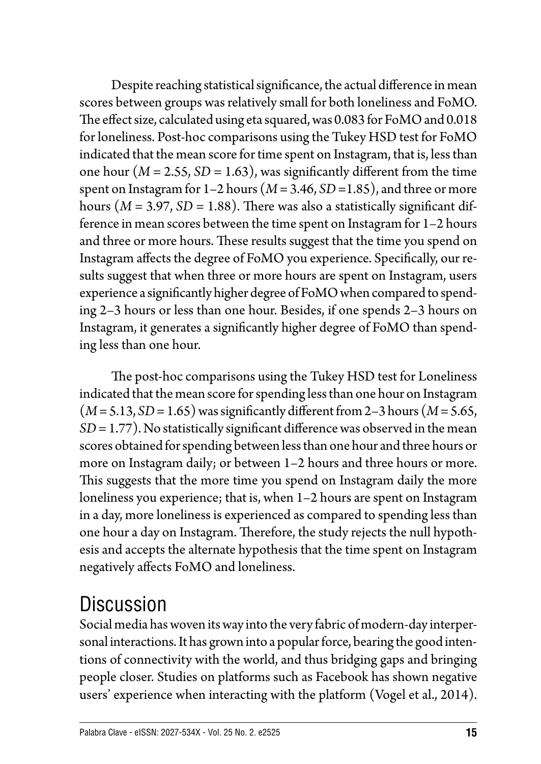Despite reaching statistical significance, the actual difference in mean scores between groups was relatively small for both loneliness and FoMO. The effect size, calculated using eta squared, was 0.083 for FoMO and 0.018 for loneliness. Post-hoc comparisons using the Tukey HSD test for FoMO indicated that the mean score for time spent on Instagram, that is, less than one hour ($M = 2.55$, $SD = 1.63$), was significantly different from the time spent on Instagram for 1–2 hours ($M = 3.46$, $SD = 1.85$), and three or more hours ($M = 3.97$, $SD = 1.88$). There was also a statistically significant difference in mean scores between the time spent on Instagram for 1–2 hours and three or more hours. These results suggest that the time you spend on Instagram affects the degree of FoMO you experience. Specifically, our results suggest that when three or more hours are spent on Instagram, users experience a significantly higher degree of FoMO when compared to spending 2–3 hours or less than one hour. Besides, if one spends 2–3 hours on Instagram, it generates a significantly higher degree of FoMO than spending less than one hour.

The post-hoc comparisons using the Tukey HSD test for Loneliness indicated that the mean score for spending less than one hour on Instagram ($M = 5.13$, $SD = 1.65$) was significantly different from 2–3 hours ($M = 5.65$, $SD = 1.77$). No statistically significant difference was observed in the mean scores obtained for spending between less than one hour and three hours or more on Instagram daily; or between 1–2 hours and three hours or more. This suggests that the more time you spend on Instagram daily the more loneliness you experience; that is, when 1–2 hours are spent on Instagram in a day, more loneliness is experienced as compared to spending less than one hour a day on Instagram. Therefore, the study rejects the null hypothesis and accepts the alternate hypothesis that the time spent on Instagram negatively affects FoMO and loneliness.

## Discussion

Social media has woven its way into the very fabric of modern-day interpersonal interactions. It has grown into a popular force, bearing the good intentions of connectivity with the world, and thus bridging gaps and bringing people closer. Studies on platforms such as Facebook has shown negative users' experience when interacting with the platform (Vogel et al., 2014).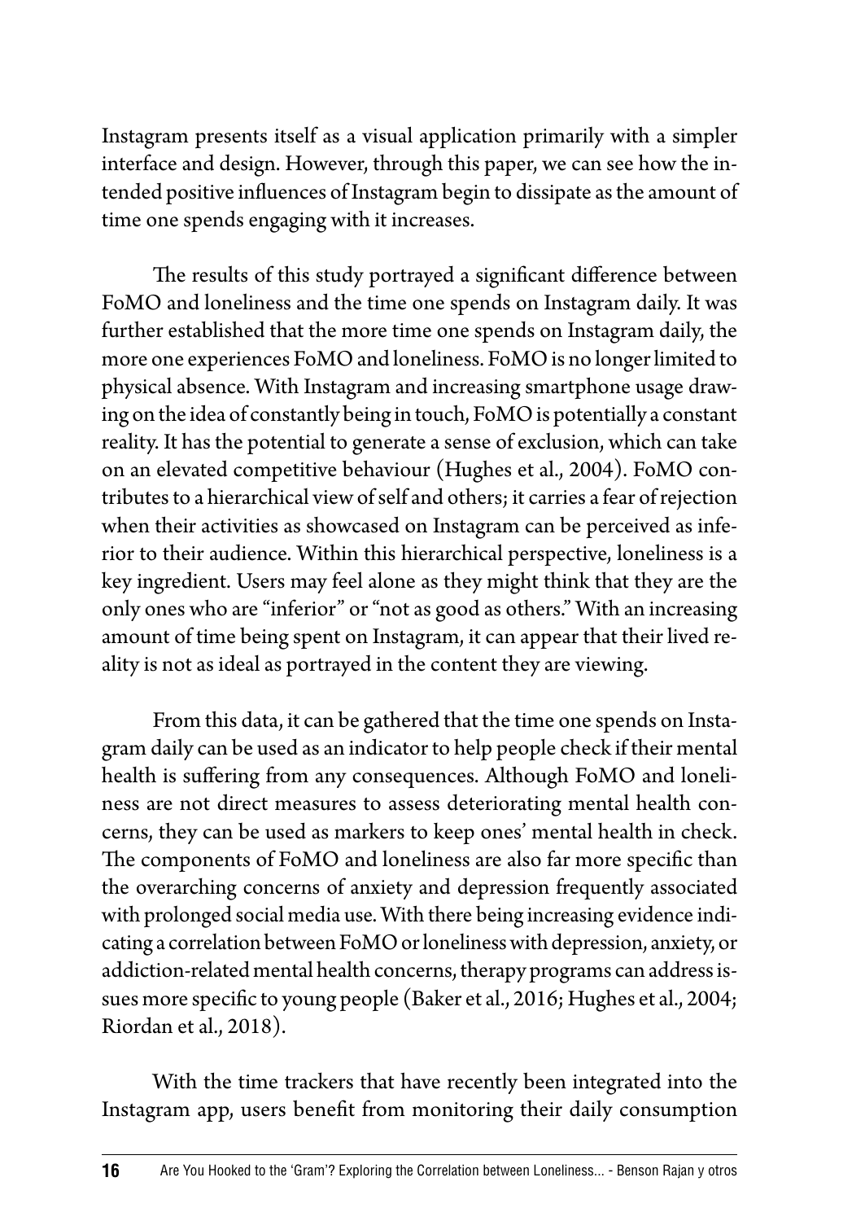Instagram presents itself as a visual application primarily with a simpler interface and design. However, through this paper, we can see how the intended positive influences of Instagram begin to dissipate as the amount of time one spends engaging with it increases.

The results of this study portrayed a significant difference between FoMO and loneliness and the time one spends on Instagram daily. It was further established that the more time one spends on Instagram daily, the more one experiences FoMO and loneliness. FoMO is no longer limited to physical absence. With Instagram and increasing smartphone usage drawing on the idea of constantly being in touch, FoMO is potentially a constant reality. It has the potential to generate a sense of exclusion, which can take on an elevated competitive behaviour (Hughes et al., 2004). FoMO contributes to a hierarchical view of self and others; it carries a fear of rejection when their activities as showcased on Instagram can be perceived as inferior to their audience. Within this hierarchical perspective, loneliness is a key ingredient. Users may feel alone as they might think that they are the only ones who are "inferior" or "not as good as others." With an increasing amount of time being spent on Instagram, it can appear that their lived reality is not as ideal as portrayed in the content they are viewing.

From this data, it can be gathered that the time one spends on Instagram daily can be used as an indicator to help people check if their mental health is suffering from any consequences. Although FoMO and loneliness are not direct measures to assess deteriorating mental health concerns, they can be used as markers to keep ones' mental health in check. The components of FoMO and loneliness are also far more specific than the overarching concerns of anxiety and depression frequently associated with prolonged social media use. With there being increasing evidence indicating a correlation between FoMO or loneliness with depression, anxiety, or addiction-related mental health concerns, therapy programs can address issues more specific to young people (Baker et al., 2016; Hughes et al., 2004; Riordan et al., 2018).

With the time trackers that have recently been integrated into the Instagram app, users benefit from monitoring their daily consumption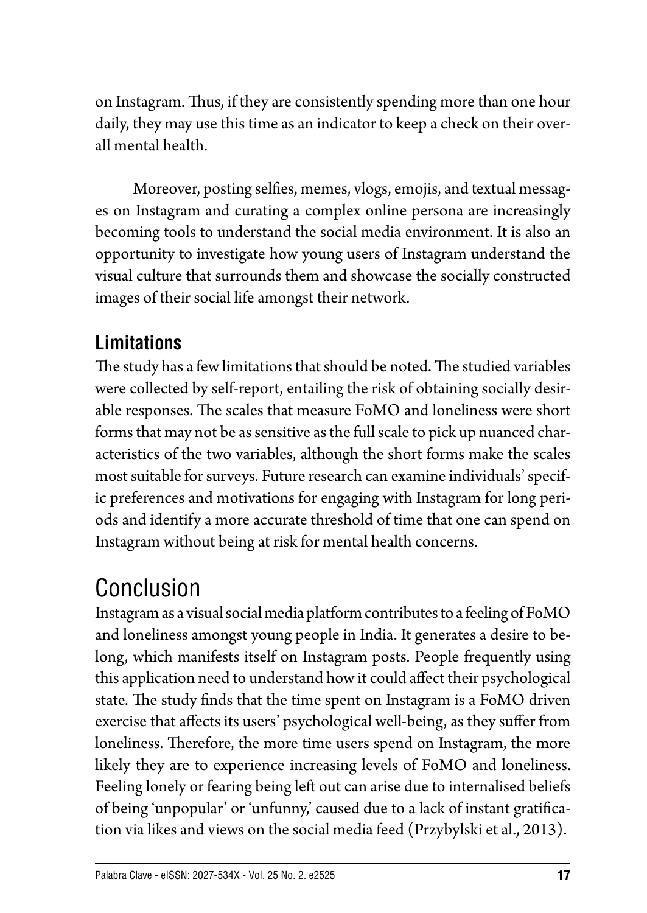on Instagram. Thus, if they are consistently spending more than one hour daily, they may use this time as an indicator to keep a check on their overall mental health.

Moreover, posting selfies, memes, vlogs, emojis, and textual messages on Instagram and curating a complex online persona are increasingly becoming tools to understand the social media environment. It is also an opportunity to investigate how young users of Instagram understand the visual culture that surrounds them and showcase the socially constructed images of their social life amongst their network.

### Limitations

The study has a few limitations that should be noted. The studied variables were collected by self-report, entailing the risk of obtaining socially desirable responses. The scales that measure FoMO and loneliness were short forms that may not be as sensitive as the full scale to pick up nuanced characteristics of the two variables, although the short forms make the scales most suitable for surveys. Future research can examine individuals' specific preferences and motivations for engaging with Instagram for long periods and identify a more accurate threshold of time that one can spend on Instagram without being at risk for mental health concerns.

## Conclusion

Instagram as a visual social media platform contributes to a feeling of FoMO and loneliness amongst young people in India. It generates a desire to belong, which manifests itself on Instagram posts. People frequently using this application need to understand how it could affect their psychological state. The study finds that the time spent on Instagram is a FoMO driven exercise that affects its users' psychological well-being, as they suffer from loneliness. Therefore, the more time users spend on Instagram, the more likely they are to experience increasing levels of FoMO and loneliness. Feeling lonely or fearing being left out can arise due to internalised beliefs of being 'unpopular' or 'unfunny,' caused due to a lack of instant gratification via likes and views on the social media feed (Przybylski et al., 2013).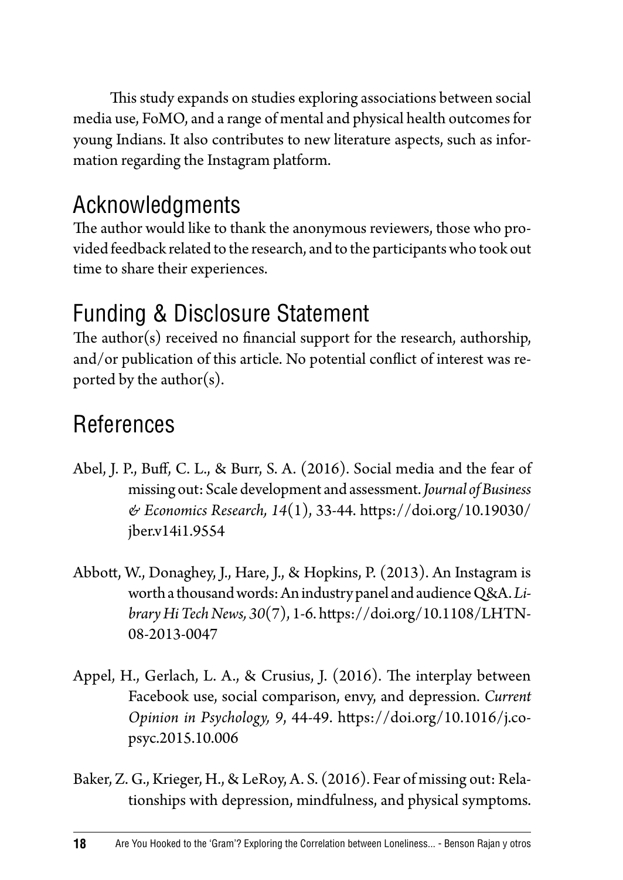This study expands on studies exploring associations between social media use, FoMO, and a range of mental and physical health outcomes for young Indians. It also contributes to new literature aspects, such as information regarding the Instagram platform.

## Acknowledgments

The author would like to thank the anonymous reviewers, those who provided feedback related to the research, and to the participants who took out time to share their experiences.

## Funding & Disclosure Statement

The author(s) received no financial support for the research, authorship, and/or publication of this article. No potential conflict of interest was reported by the author(s).

## References

Abel, J. P., Buff, C. L., & Burr, S. A. (2016). Social media and the fear of missing out: Scale development and assessment. *Journal of Business & Economics Research, 14*(1), 33-44. https://doi.org/10.19030/jber.v14i1.9554

Abbott, W., Donaghey, J., Hare, J., & Hopkins, P. (2013). An Instagram is worth a thousand words: An industry panel and audience Q&A. *Library Hi Tech News, 30*(7), 1-6. https://doi.org/10.1108/LHTN-08-2013-0047

Appel, H., Gerlach, L. A., & Crusius, J. (2016). The interplay between Facebook use, social comparison, envy, and depression. *Current Opinion in Psychology, 9*, 44-49. https://doi.org/10.1016/j.copsyc.2015.10.006

Baker, Z. G., Krieger, H., & LeRoy, A. S. (2016). Fear of missing out: Relationships with depression, mindfulness, and physical symptoms.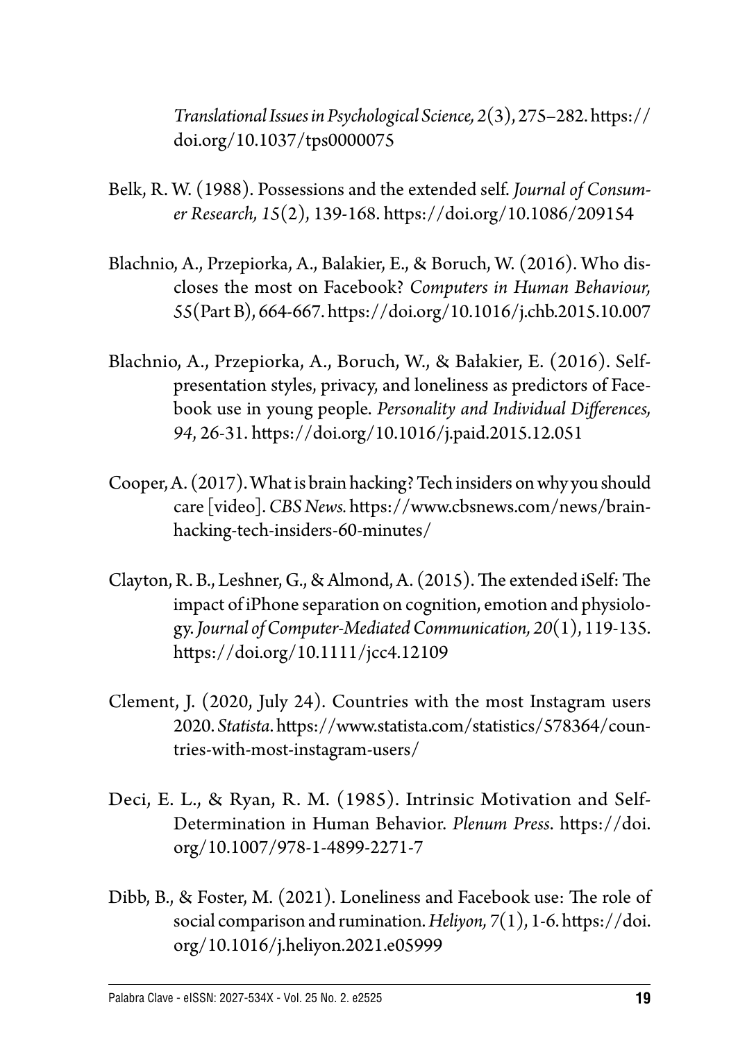*Translational Issues in Psychological Science, 2*(3), 275–282. https://doi.org/10.1037/tps0000075

Belk, R. W. (1988). Possessions and the extended self. *Journal of Consumer Research, 15*(2), 139-168. https://doi.org/10.1086/209154

Blachnio, A., Przepiorka, A., Balakier, E., & Boruch, W. (2016). Who discloses the most on Facebook? *Computers in Human Behaviour, 55*(Part B), 664-667. https://doi.org/10.1016/j.chb.2015.10.007

Blachnio, A., Przepiorka, A., Boruch, W., & Bałakier, E. (2016). Self-presentation styles, privacy, and loneliness as predictors of Facebook use in young people. *Personality and Individual Differences, 94*, 26-31. https://doi.org/10.1016/j.paid.2015.12.051

Cooper, A. (2017). What is brain hacking? Tech insiders on why you should care [video]. *CBS News.* https://www.cbsnews.com/news/brain-hacking-tech-insiders-60-minutes/

Clayton, R. B., Leshner, G., & Almond, A. (2015). The extended iSelf: The impact of iPhone separation on cognition, emotion and physiology. *Journal of Computer-Mediated Communication, 20*(1), 119-135. https://doi.org/10.1111/jcc4.12109

Clement, J. (2020, July 24). Countries with the most Instagram users 2020. *Statista*. https://www.statista.com/statistics/578364/countries-with-most-instagram-users/

Deci, E. L., & Ryan, R. M. (1985). Intrinsic Motivation and Self-Determination in Human Behavior. *Plenum Press*. https://doi.org/10.1007/978-1-4899-2271-7

Dibb, B., & Foster, M. (2021). Loneliness and Facebook use: The role of social comparison and rumination. *Heliyon, 7*(1), 1-6. https://doi.org/10.1016/j.heliyon.2021.e05999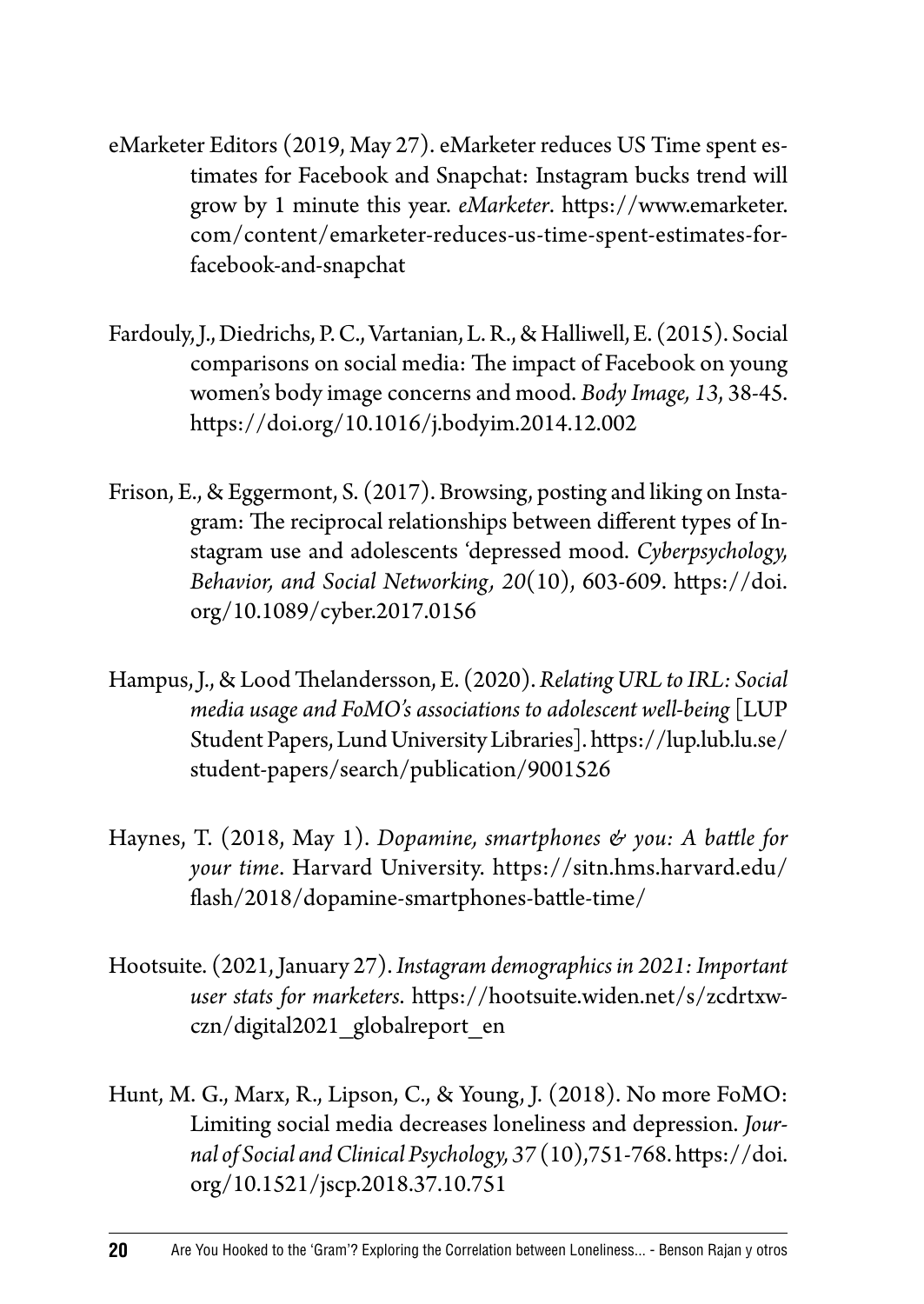eMarketer Editors (2019, May 27). eMarketer reduces US Time spent estimates for Facebook and Snapchat: Instagram bucks trend will grow by 1 minute this year. *eMarketer*. https://www.emarketer.com/content/emarketer-reduces-us-time-spent-estimates-for-facebook-and-snapchat

Fardouly, J., Diedrichs, P. C., Vartanian, L. R., & Halliwell, E. (2015). Social comparisons on social media: The impact of Facebook on young women's body image concerns and mood. *Body Image, 13*, 38-45. https://doi.org/10.1016/j.bodyim.2014.12.002

Frison, E., & Eggermont, S. (2017). Browsing, posting and liking on Instagram: The reciprocal relationships between different types of Instagram use and adolescents 'depressed mood. *Cyberpsychology, Behavior, and Social Networking, 20*(10), 603-609. https://doi.org/10.1089/cyber.2017.0156

Hampus, J., & Lood Thelandersson, E. (2020). *Relating URL to IRL: Social media usage and FoMO's associations to adolescent well-being* [LUP Student Papers, Lund University Libraries]. https://lup.lub.lu.se/student-papers/search/publication/9001526

Haynes, T. (2018, May 1). *Dopamine, smartphones & you: A battle for your time*. Harvard University. https://sitn.hms.harvard.edu/flash/2018/dopamine-smartphones-battle-time/

Hootsuite. (2021, January 27). *Instagram demographics in 2021: Important user stats for marketers*. https://hootsuite.widen.net/s/zcdrtxwczn/digital2021_globalreport_en

Hunt, M. G., Marx, R., Lipson, C., & Young, J. (2018). No more FoMO: Limiting social media decreases loneliness and depression. *Journal of Social and Clinical Psychology, 37* (10),751-768. https://doi.org/10.1521/jscp.2018.37.10.751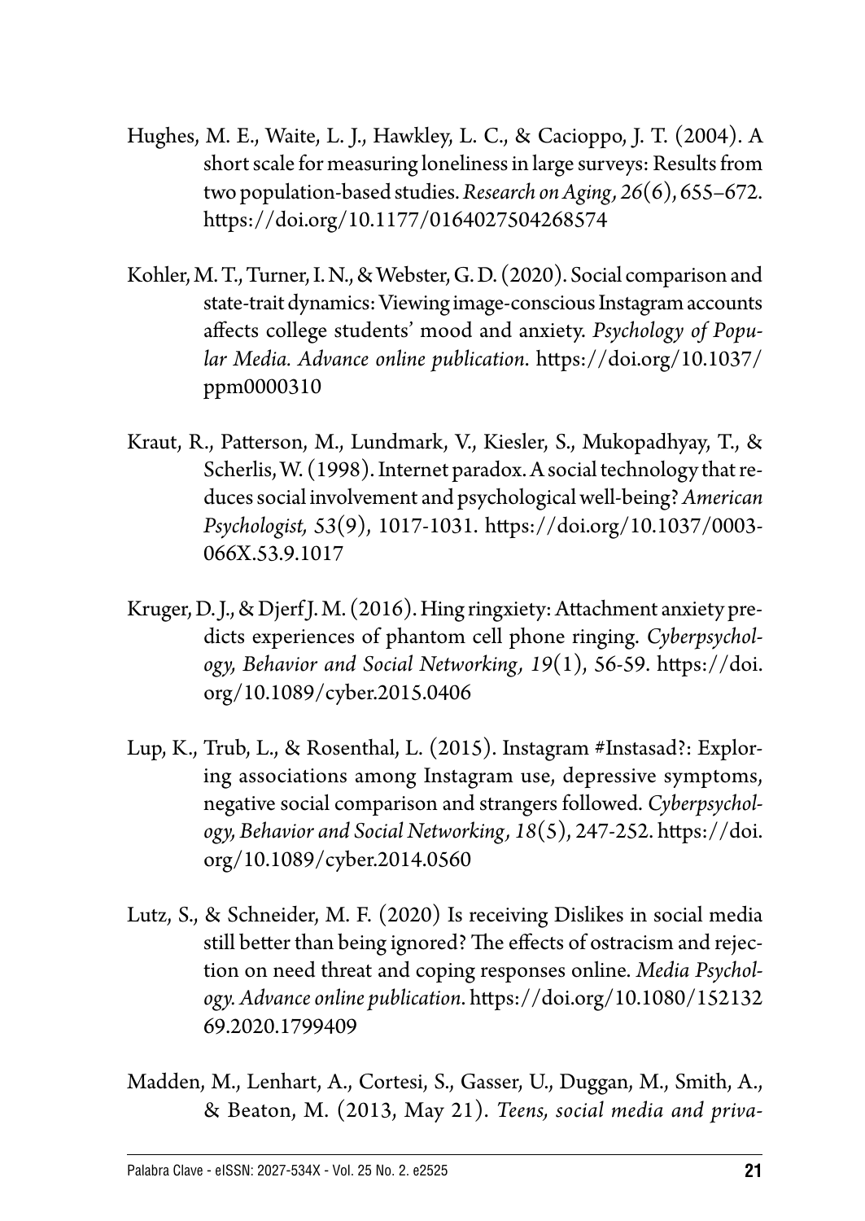Hughes, M. E., Waite, L. J., Hawkley, L. C., & Cacioppo, J. T. (2004). A short scale for measuring loneliness in large surveys: Results from two population-based studies. *Research on Aging, 26*(6), 655–672. https://doi.org/10.1177/0164027504268574

Kohler, M. T., Turner, I. N., & Webster, G. D. (2020). Social comparison and state-trait dynamics: Viewing image-conscious Instagram accounts affects college students' mood and anxiety. *Psychology of Popular Media. Advance online publication*. https://doi.org/10.1037/ppm0000310

Kraut, R., Patterson, M., Lundmark, V., Kiesler, S., Mukopadhyay, T., & Scherlis, W. (1998). Internet paradox. A social technology that reduces social involvement and psychological well-being? *American Psychologist, 53*(9), 1017-1031. https://doi.org/10.1037/0003-066X.53.9.1017

Kruger, D. J., & Djerf J. M. (2016). Hing ringxiety: Attachment anxiety predicts experiences of phantom cell phone ringing. *Cyberpsychology, Behavior and Social Networking, 19*(1), 56-59. https://doi.org/10.1089/cyber.2015.0406

Lup, K., Trub, L., & Rosenthal, L. (2015). Instagram #Instasad?: Exploring associations among Instagram use, depressive symptoms, negative social comparison and strangers followed. *Cyberpsychology, Behavior and Social Networking, 18*(5), 247-252. https://doi.org/10.1089/cyber.2014.0560

Lutz, S., & Schneider, M. F. (2020) Is receiving Dislikes in social media still better than being ignored? The effects of ostracism and rejection on need threat and coping responses online. *Media Psychology. Advance online publication*. https://doi.org/10.1080/15213269.2020.1799409

Madden, M., Lenhart, A., Cortesi, S., Gasser, U., Duggan, M., Smith, A., & Beaton, M. (2013, May 21). *Teens, social media and priva-*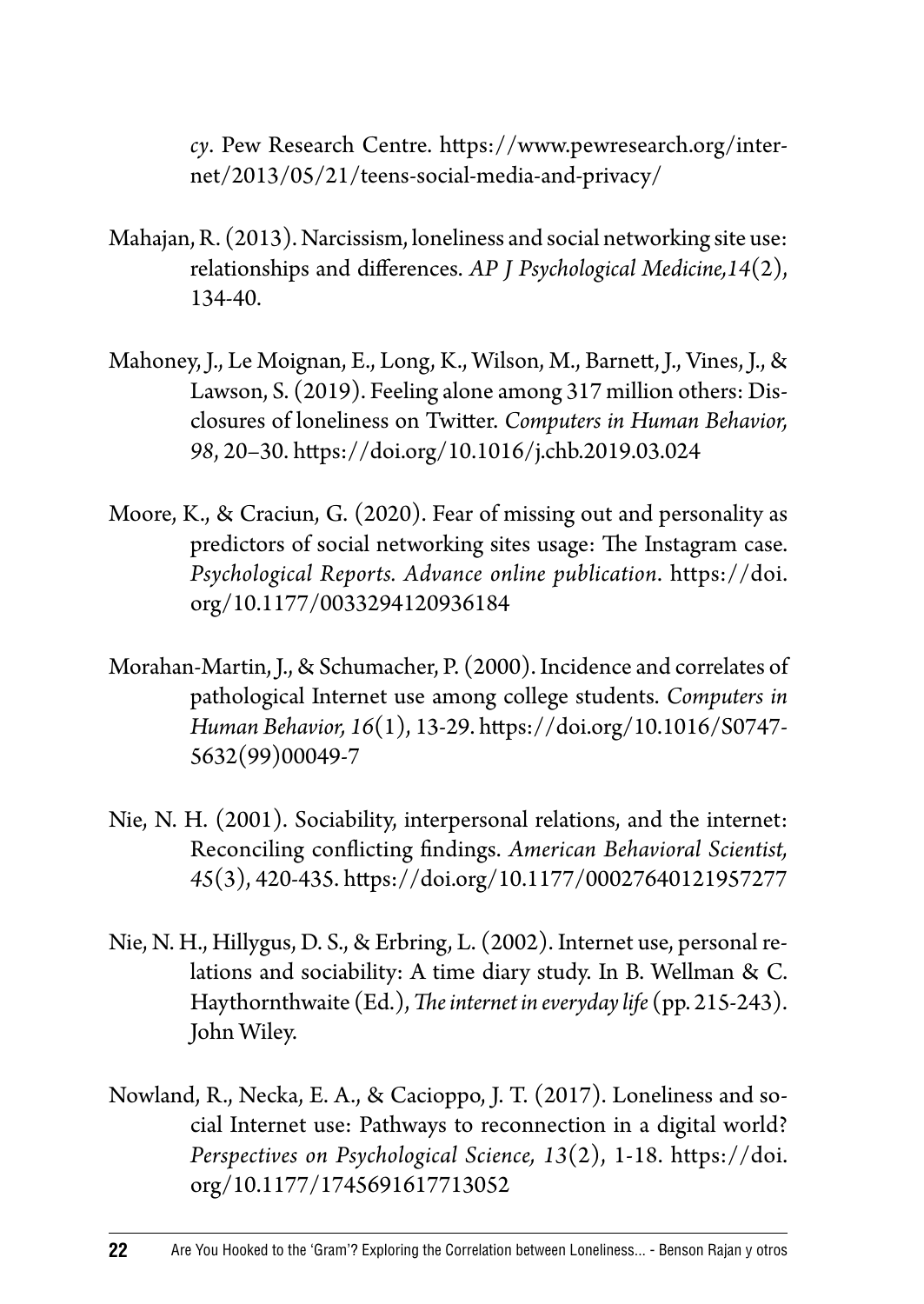*cy*. Pew Research Centre. https://www.pewresearch.org/internet/2013/05/21/teens-social-media-and-privacy/

Mahajan, R. (2013). Narcissism, loneliness and social networking site use: relationships and differences. *AP J Psychological Medicine,14*(2), 134-40.

Mahoney, J., Le Moignan, E., Long, K., Wilson, M., Barnett, J., Vines, J., & Lawson, S. (2019). Feeling alone among 317 million others: Disclosures of loneliness on Twitter. *Computers in Human Behavior, 98*, 20–30. https://doi.org/10.1016/j.chb.2019.03.024

Moore, K., & Craciun, G. (2020). Fear of missing out and personality as predictors of social networking sites usage: The Instagram case. *Psychological Reports. Advance online publication*. https://doi.org/10.1177/0033294120936184

Morahan-Martin, J., & Schumacher, P. (2000). Incidence and correlates of pathological Internet use among college students. *Computers in Human Behavior, 16*(1), 13-29. https://doi.org/10.1016/S0747-5632(99)00049-7

Nie, N. H. (2001). Sociability, interpersonal relations, and the internet: Reconciling conflicting findings. *American Behavioral Scientist, 45*(3), 420-435. https://doi.org/10.1177/00027640121957277

Nie, N. H., Hillygus, D. S., & Erbring, L. (2002). Internet use, personal relations and sociability: A time diary study. In B. Wellman & C. Haythornthwaite (Ed.), *The internet in everyday life* (pp. 215-243). John Wiley.

Nowland, R., Necka, E. A., & Cacioppo, J. T. (2017). Loneliness and social Internet use: Pathways to reconnection in a digital world? *Perspectives on Psychological Science, 13*(2), 1-18. https://doi.org/10.1177/1745691617713052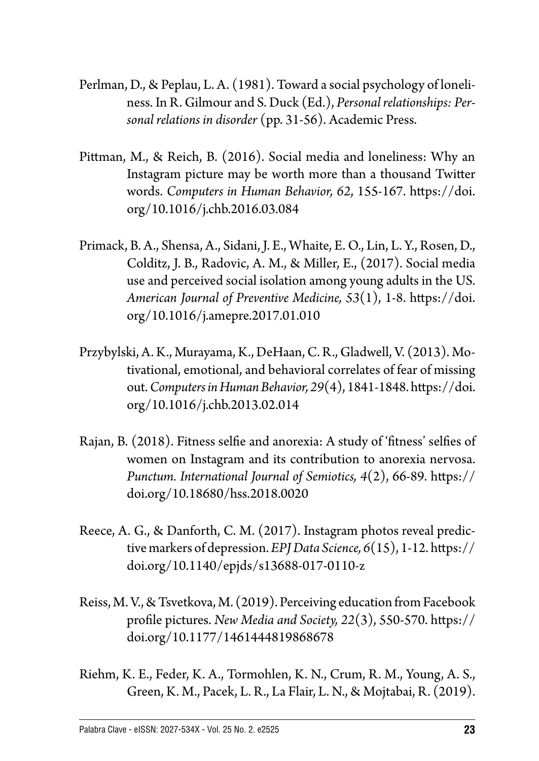Perlman, D., & Peplau, L. A. (1981). Toward a social psychology of loneliness. In R. Gilmour and S. Duck (Ed.), *Personal relationships: Personal relations in disorder* (pp. 31-56). Academic Press.

Pittman, M., & Reich, B. (2016). Social media and loneliness: Why an Instagram picture may be worth more than a thousand Twitter words. *Computers in Human Behavior, 62*, 155-167. https://doi.org/10.1016/j.chb.2016.03.084

Primack, B. A., Shensa, A., Sidani, J. E., Whaite, E. O., Lin, L. Y., Rosen, D., Colditz, J. B., Radovic, A. M., & Miller, E., (2017). Social media use and perceived social isolation among young adults in the US. *American Journal of Preventive Medicine, 53*(1), 1-8. https://doi.org/10.1016/j.amepre.2017.01.010

Przybylski, A. K., Murayama, K., DeHaan, C. R., Gladwell, V. (2013). Motivational, emotional, and behavioral correlates of fear of missing out. *Computers in Human Behavior, 29*(4), 1841-1848. https://doi.org/10.1016/j.chb.2013.02.014

Rajan, B. (2018). Fitness selfie and anorexia: A study of 'fitness' selfies of women on Instagram and its contribution to anorexia nervosa. *Punctum. International Journal of Semiotics, 4*(2), 66-89. https://doi.org/10.18680/hss.2018.0020

Reece, A. G., & Danforth, C. M. (2017). Instagram photos reveal predictive markers of depression. *EPJ Data Science, 6*(15), 1-12. https://doi.org/10.1140/epjds/s13688-017-0110-z

Reiss, M. V., & Tsvetkova, M. (2019). Perceiving education from Facebook profile pictures. *New Media and Society, 22*(3), 550-570. https://doi.org/10.1177/1461444819868678

Riehm, K. E., Feder, K. A., Tormohlen, K. N., Crum, R. M., Young, A. S., Green, K. M., Pacek, L. R., La Flair, L. N., & Mojtabai, R. (2019).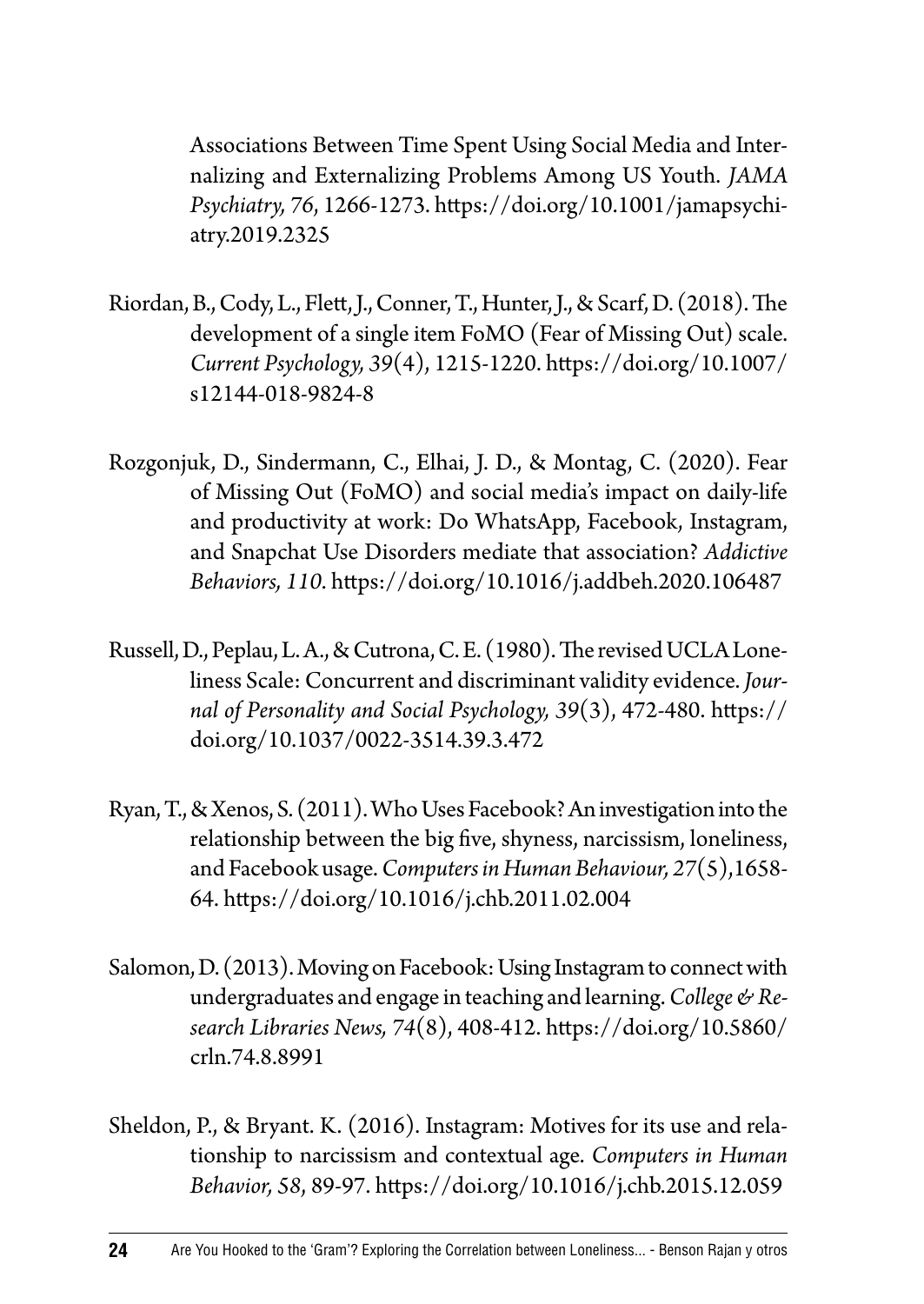Associations Between Time Spent Using Social Media and Internalizing and Externalizing Problems Among US Youth. *JAMA Psychiatry, 76*, 1266-1273. https://doi.org/10.1001/jamapsychiatry.2019.2325

Riordan, B., Cody, L., Flett, J., Conner, T., Hunter, J., & Scarf, D. (2018). The development of a single item FoMO (Fear of Missing Out) scale. *Current Psychology, 39*(4), 1215-1220. https://doi.org/10.1007/s12144-018-9824-8

Rozgonjuk, D., Sindermann, C., Elhai, J. D., & Montag, C. (2020). Fear of Missing Out (FoMO) and social media's impact on daily-life and productivity at work: Do WhatsApp, Facebook, Instagram, and Snapchat Use Disorders mediate that association? *Addictive Behaviors, 110*. https://doi.org/10.1016/j.addbeh.2020.106487

Russell, D., Peplau, L. A., & Cutrona, C. E. (1980). The revised UCLA Loneliness Scale: Concurrent and discriminant validity evidence. *Journal of Personality and Social Psychology, 39*(3), 472-480. https://doi.org/10.1037/0022-3514.39.3.472

Ryan, T., & Xenos, S. (2011). Who Uses Facebook? An investigation into the relationship between the big five, shyness, narcissism, loneliness, and Facebook usage. *Computers in Human Behaviour, 27*(5),1658-64. https://doi.org/10.1016/j.chb.2011.02.004

Salomon, D. (2013). Moving on Facebook: Using Instagram to connect with undergraduates and engage in teaching and learning. *College & Research Libraries News, 74*(8), 408-412. https://doi.org/10.5860/crln.74.8.8991

Sheldon, P., & Bryant. K. (2016). Instagram: Motives for its use and relationship to narcissism and contextual age. *Computers in Human Behavior, 58*, 89-97. https://doi.org/10.1016/j.chb.2015.12.059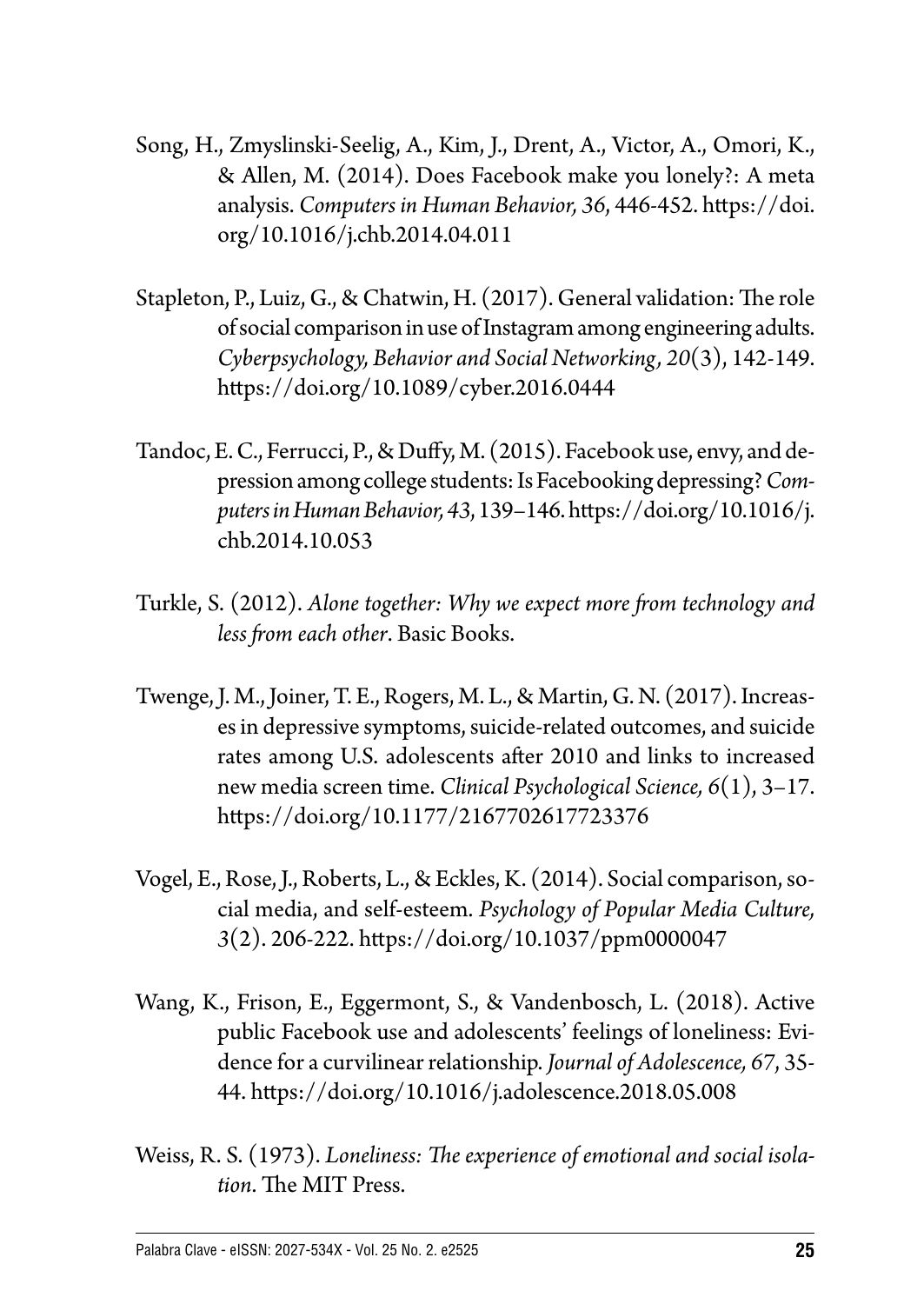Song, H., Zmyslinski-Seelig, A., Kim, J., Drent, A., Victor, A., Omori, K., & Allen, M. (2014). Does Facebook make you lonely?: A meta analysis. *Computers in Human Behavior, 36*, 446-452. https://doi.org/10.1016/j.chb.2014.04.011

Stapleton, P., Luiz, G., & Chatwin, H. (2017). General validation: The role of social comparison in use of Instagram among engineering adults. *Cyberpsychology, Behavior and Social Networking, 20*(3), 142-149. https://doi.org/10.1089/cyber.2016.0444

Tandoc, E. C., Ferrucci, P., & Duffy, M. (2015). Facebook use, envy, and depression among college students: Is Facebooking depressing? *Computers in Human Behavior, 43*, 139–146. https://doi.org/10.1016/j.chb.2014.10.053

Turkle, S. (2012). *Alone together: Why we expect more from technology and less from each other*. Basic Books.

Twenge, J. M., Joiner, T. E., Rogers, M. L., & Martin, G. N. (2017). Increases in depressive symptoms, suicide-related outcomes, and suicide rates among U.S. adolescents after 2010 and links to increased new media screen time. *Clinical Psychological Science, 6*(1), 3–17. https://doi.org/10.1177/2167702617723376

Vogel, E., Rose, J., Roberts, L., & Eckles, K. (2014). Social comparison, social media, and self-esteem. *Psychology of Popular Media Culture, 3*(2). 206-222. https://doi.org/10.1037/ppm0000047

Wang, K., Frison, E., Eggermont, S., & Vandenbosch, L. (2018). Active public Facebook use and adolescents' feelings of loneliness: Evidence for a curvilinear relationship. *Journal of Adolescence, 67*, 35-44. https://doi.org/10.1016/j.adolescence.2018.05.008

Weiss, R. S. (1973). *Loneliness: The experience of emotional and social isolation*. The MIT Press.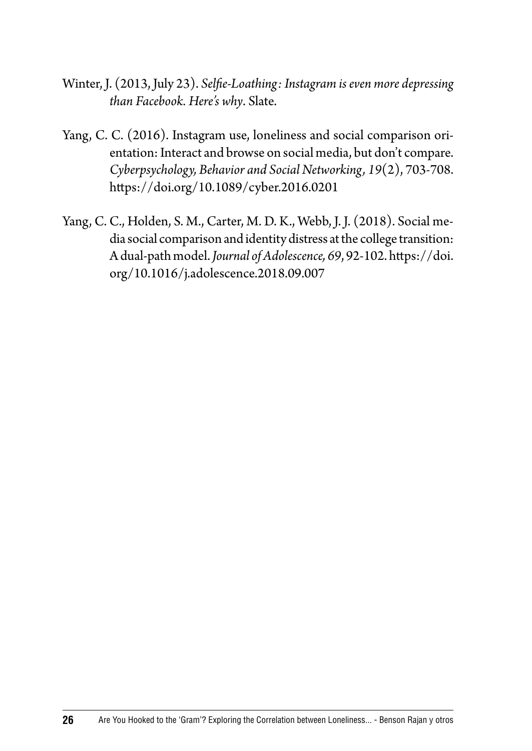Winter, J. (2013, July 23). *Selfie-Loathing: Instagram is even more depressing than Facebook. Here's why*. Slate.

Yang, C. C. (2016). Instagram use, loneliness and social comparison orientation: Interact and browse on social media, but don't compare. *Cyberpsychology, Behavior and Social Networking, 19*(2), 703-708. https://doi.org/10.1089/cyber.2016.0201

Yang, C. C., Holden, S. M., Carter, M. D. K., Webb, J. J. (2018). Social media social comparison and identity distress at the college transition: A dual-path model. *Journal of Adolescence, 69*, 92-102. https://doi.org/10.1016/j.adolescence.2018.09.007